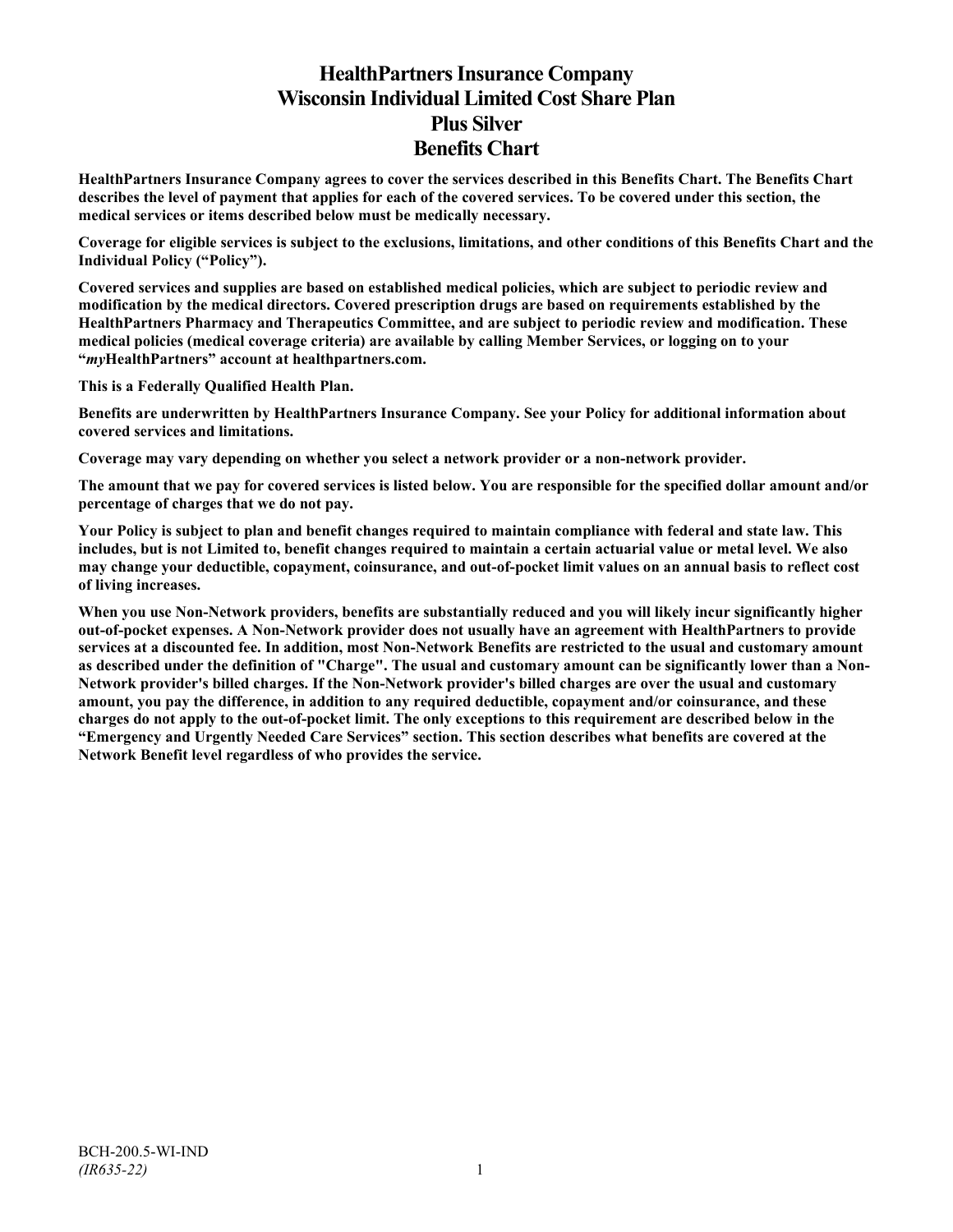# HealthPartners Insurance Company
# Wisconsin Individual Limited Cost Share Plan
# Plus Silver
# Benefits Chart

**HealthPartners Insurance Company agrees to cover the services described in this Benefits Chart. The Benefits Chart describes the level of payment that applies for each of the covered services. To be covered under this section, the medical services or items described below must be medically necessary.**

**Coverage for eligible services is subject to the exclusions, limitations, and other conditions of this Benefits Chart and the Individual Policy ("Policy").**

**Covered services and supplies are based on established medical policies, which are subject to periodic review and modification by the medical directors. Covered prescription drugs are based on requirements established by the HealthPartners Pharmacy and Therapeutics Committee, and are subject to periodic review and modification. These medical policies (medical coverage criteria) are available by calling Member Services, or logging on to your "*my*HealthPartners" account at healthpartners.com.**

**This is a Federally Qualified Health Plan.**

**Benefits are underwritten by HealthPartners Insurance Company. See your Policy for additional information about covered services and limitations.**

**Coverage may vary depending on whether you select a network provider or a non-network provider.**

**The amount that we pay for covered services is listed below. You are responsible for the specified dollar amount and/or percentage of charges that we do not pay.**

**Your Policy is subject to plan and benefit changes required to maintain compliance with federal and state law. This includes, but is not Limited to, benefit changes required to maintain a certain actuarial value or metal level. We also may change your deductible, copayment, coinsurance, and out-of-pocket limit values on an annual basis to reflect cost of living increases.**

**When you use Non-Network providers, benefits are substantially reduced and you will likely incur significantly higher out-of-pocket expenses. A Non-Network provider does not usually have an agreement with HealthPartners to provide services at a discounted fee. In addition, most Non-Network Benefits are restricted to the usual and customary amount as described under the definition of "Charge". The usual and customary amount can be significantly lower than a Non-Network provider's billed charges. If the Non-Network provider's billed charges are over the usual and customary amount, you pay the difference, in addition to any required deductible, copayment and/or coinsurance, and these charges do not apply to the out-of-pocket limit. The only exceptions to this requirement are described below in the "Emergency and Urgently Needed Care Services" section. This section describes what benefits are covered at the Network Benefit level regardless of who provides the service.**

BCH-200.5-WI-IND
*(IR635-22)*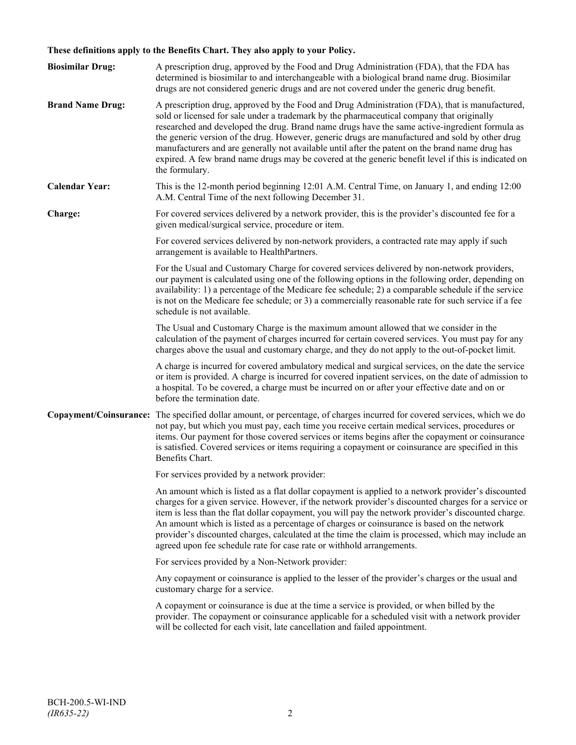**These definitions apply to the Benefits Chart. They also apply to your Policy.**

**Biosimilar Drug:** A prescription drug, approved by the Food and Drug Administration (FDA), that the FDA has determined is biosimilar to and interchangeable with a biological brand name drug. Biosimilar drugs are not considered generic drugs and are not covered under the generic drug benefit.

**Brand Name Drug:** A prescription drug, approved by the Food and Drug Administration (FDA), that is manufactured, sold or licensed for sale under a trademark by the pharmaceutical company that originally researched and developed the drug. Brand name drugs have the same active-ingredient formula as the generic version of the drug. However, generic drugs are manufactured and sold by other drug manufacturers and are generally not available until after the patent on the brand name drug has expired. A few brand name drugs may be covered at the generic benefit level if this is indicated on the formulary.

**Calendar Year:** This is the 12-month period beginning 12:01 A.M. Central Time, on January 1, and ending 12:00 A.M. Central Time of the next following December 31.

**Charge:** For covered services delivered by a network provider, this is the provider's discounted fee for a given medical/surgical service, procedure or item.

For covered services delivered by non-network providers, a contracted rate may apply if such arrangement is available to HealthPartners.

For the Usual and Customary Charge for covered services delivered by non-network providers, our payment is calculated using one of the following options in the following order, depending on availability: 1) a percentage of the Medicare fee schedule; 2) a comparable schedule if the service is not on the Medicare fee schedule; or 3) a commercially reasonable rate for such service if a fee schedule is not available.

The Usual and Customary Charge is the maximum amount allowed that we consider in the calculation of the payment of charges incurred for certain covered services. You must pay for any charges above the usual and customary charge, and they do not apply to the out-of-pocket limit.

A charge is incurred for covered ambulatory medical and surgical services, on the date the service or item is provided. A charge is incurred for covered inpatient services, on the date of admission to a hospital. To be covered, a charge must be incurred on or after your effective date and on or before the termination date.

**Copayment/Coinsurance:** The specified dollar amount, or percentage, of charges incurred for covered services, which we do not pay, but which you must pay, each time you receive certain medical services, procedures or items. Our payment for those covered services or items begins after the copayment or coinsurance is satisfied. Covered services or items requiring a copayment or coinsurance are specified in this Benefits Chart.

For services provided by a network provider:

An amount which is listed as a flat dollar copayment is applied to a network provider's discounted charges for a given service. However, if the network provider's discounted charges for a service or item is less than the flat dollar copayment, you will pay the network provider's discounted charge. An amount which is listed as a percentage of charges or coinsurance is based on the network provider's discounted charges, calculated at the time the claim is processed, which may include an agreed upon fee schedule rate for case rate or withhold arrangements.

For services provided by a Non-Network provider:

Any copayment or coinsurance is applied to the lesser of the provider's charges or the usual and customary charge for a service.

A copayment or coinsurance is due at the time a service is provided, or when billed by the provider. The copayment or coinsurance applicable for a scheduled visit with a network provider will be collected for each visit, late cancellation and failed appointment.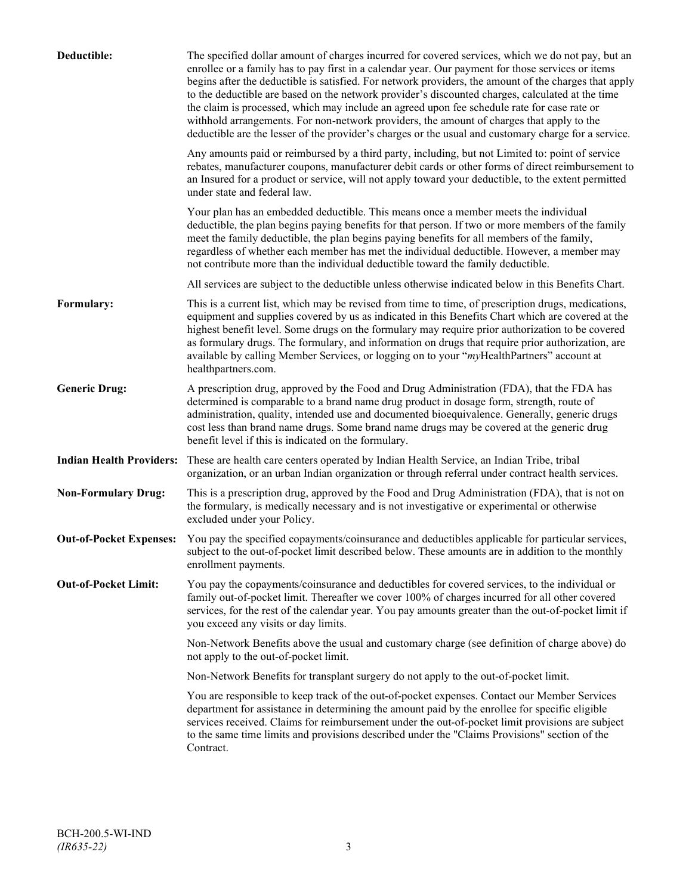**Deductible:** The specified dollar amount of charges incurred for covered services, which we do not pay, but an enrollee or a family has to pay first in a calendar year. Our payment for those services or items begins after the deductible is satisfied. For network providers, the amount of the charges that apply to the deductible are based on the network provider's discounted charges, calculated at the time the claim is processed, which may include an agreed upon fee schedule rate for case rate or withhold arrangements. For non-network providers, the amount of charges that apply to the deductible are the lesser of the provider's charges or the usual and customary charge for a service.

Any amounts paid or reimbursed by a third party, including, but not Limited to: point of service rebates, manufacturer coupons, manufacturer debit cards or other forms of direct reimbursement to an Insured for a product or service, will not apply toward your deductible, to the extent permitted under state and federal law.

Your plan has an embedded deductible. This means once a member meets the individual deductible, the plan begins paying benefits for that person. If two or more members of the family meet the family deductible, the plan begins paying benefits for all members of the family, regardless of whether each member has met the individual deductible. However, a member may not contribute more than the individual deductible toward the family deductible.

All services are subject to the deductible unless otherwise indicated below in this Benefits Chart.

**Formulary:** This is a current list, which may be revised from time to time, of prescription drugs, medications, equipment and supplies covered by us as indicated in this Benefits Chart which are covered at the highest benefit level. Some drugs on the formulary may require prior authorization to be covered as formulary drugs. The formulary, and information on drugs that require prior authorization, are available by calling Member Services, or logging on to your "*my*HealthPartners" account at healthpartners.com.

**Generic Drug:** A prescription drug, approved by the Food and Drug Administration (FDA), that the FDA has determined is comparable to a brand name drug product in dosage form, strength, route of administration, quality, intended use and documented bioequivalence. Generally, generic drugs cost less than brand name drugs. Some brand name drugs may be covered at the generic drug benefit level if this is indicated on the formulary.

**Indian Health Providers:** These are health care centers operated by Indian Health Service, an Indian Tribe, tribal organization, or an urban Indian organization or through referral under contract health services.

**Non-Formulary Drug:** This is a prescription drug, approved by the Food and Drug Administration (FDA), that is not on the formulary, is medically necessary and is not investigative or experimental or otherwise excluded under your Policy.

**Out-of-Pocket Expenses:** You pay the specified copayments/coinsurance and deductibles applicable for particular services, subject to the out-of-pocket limit described below. These amounts are in addition to the monthly enrollment payments.

**Out-of-Pocket Limit:** You pay the copayments/coinsurance and deductibles for covered services, to the individual or family out-of-pocket limit. Thereafter we cover 100% of charges incurred for all other covered services, for the rest of the calendar year. You pay amounts greater than the out-of-pocket limit if you exceed any visits or day limits.

Non-Network Benefits above the usual and customary charge (see definition of charge above) do not apply to the out-of-pocket limit.

Non-Network Benefits for transplant surgery do not apply to the out-of-pocket limit.

You are responsible to keep track of the out-of-pocket expenses. Contact our Member Services department for assistance in determining the amount paid by the enrollee for specific eligible services received. Claims for reimbursement under the out-of-pocket limit provisions are subject to the same time limits and provisions described under the "Claims Provisions" section of the Contract.

BCH-200.5-WI-IND
*(IR635-22)*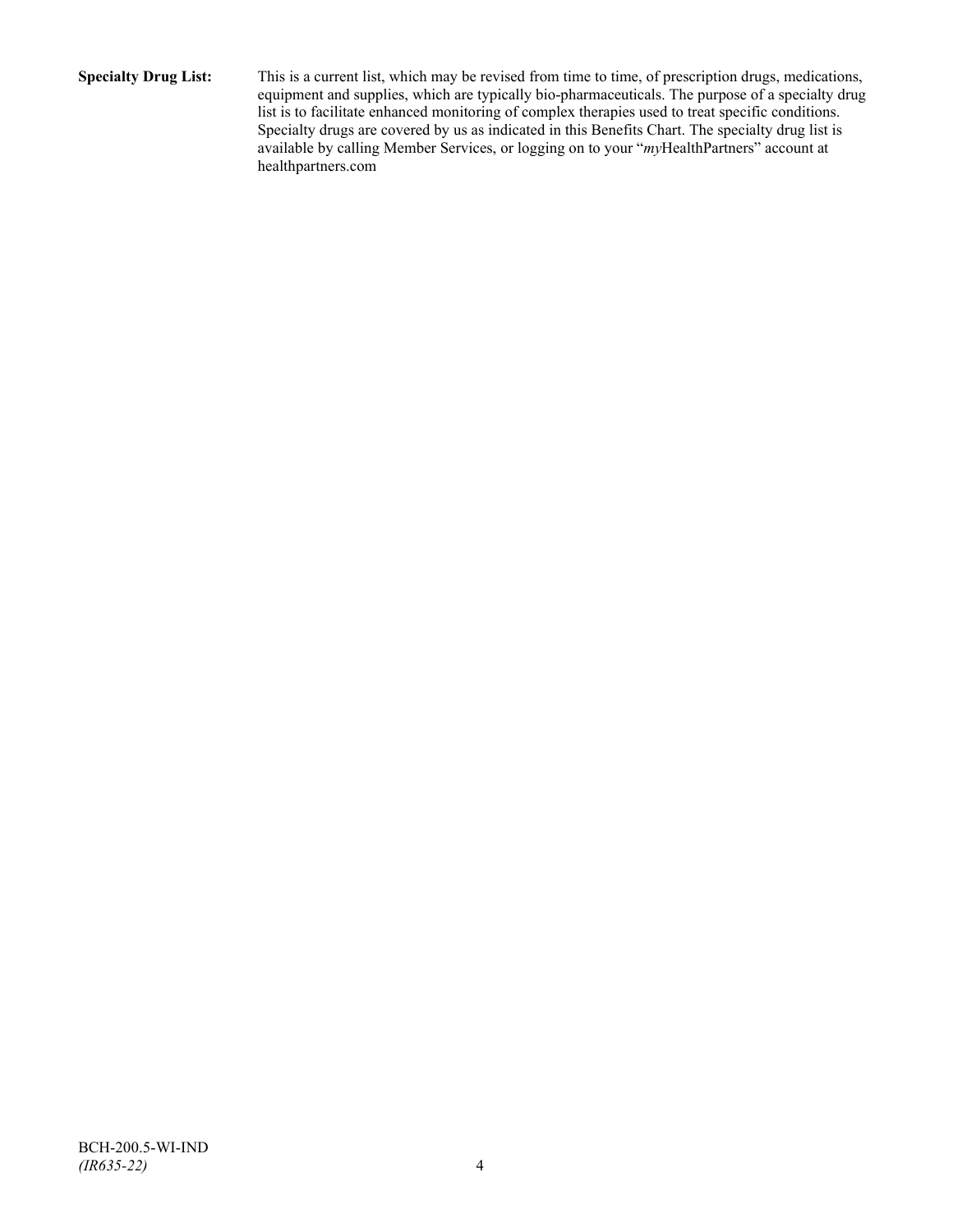**Specialty Drug List:** This is a current list, which may be revised from time to time, of prescription drugs, medications, equipment and supplies, which are typically bio-pharmaceuticals. The purpose of a specialty drug list is to facilitate enhanced monitoring of complex therapies used to treat specific conditions. Specialty drugs are covered by us as indicated in this Benefits Chart. The specialty drug list is available by calling Member Services, or logging on to your "*my*HealthPartners" account at healthpartners.com

BCH-200.5-WI-IND
*(IR635-22)*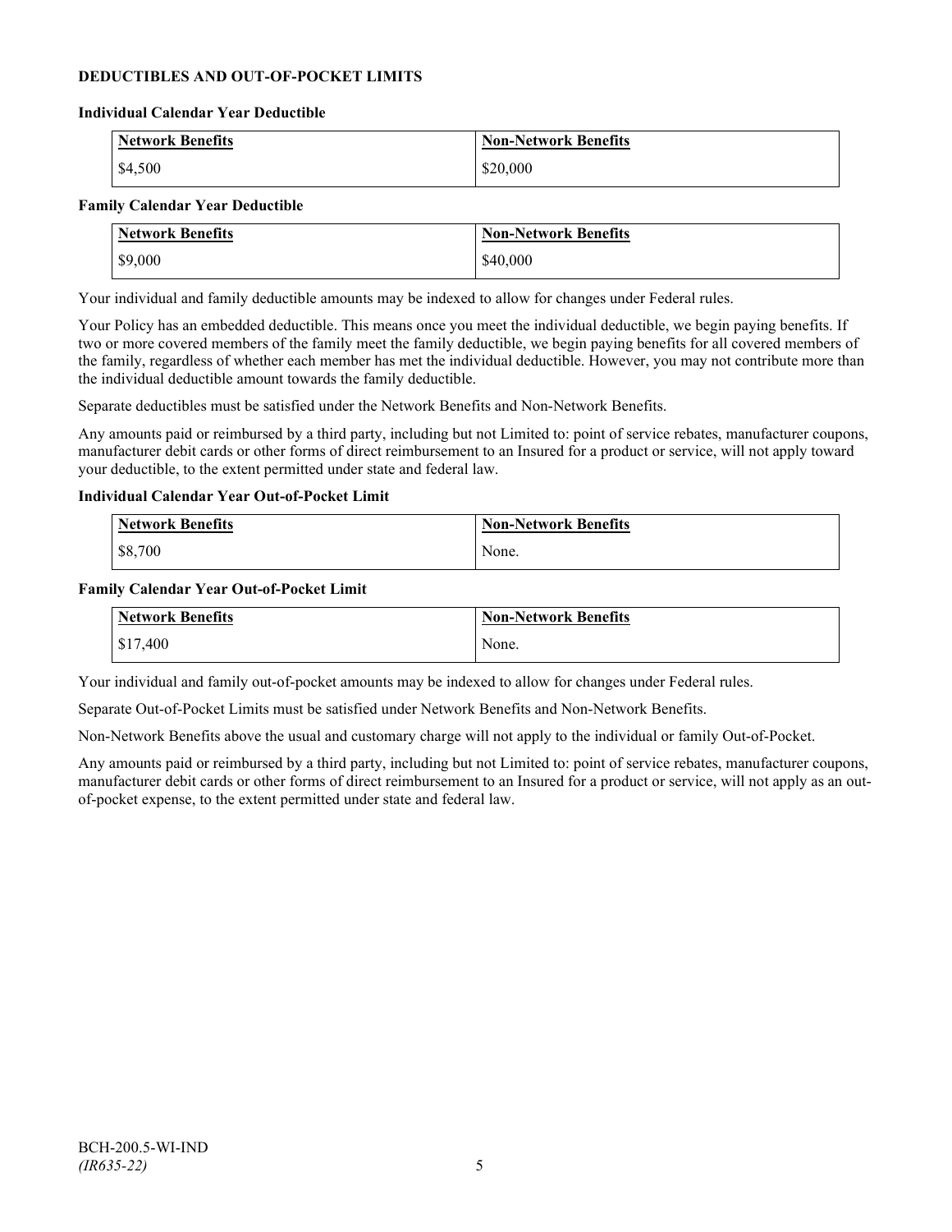## DEDUCTIBLES AND OUT-OF-POCKET LIMITS

### Individual Calendar Year Deductible

| Network Benefits | Non-Network Benefits |
|---|---|
| $4,500 | $20,000 |

### Family Calendar Year Deductible

| Network Benefits | Non-Network Benefits |
|---|---|
| $9,000 | $40,000 |

Your individual and family deductible amounts may be indexed to allow for changes under Federal rules.

Your Policy has an embedded deductible. This means once you meet the individual deductible, we begin paying benefits. If two or more covered members of the family meet the family deductible, we begin paying benefits for all covered members of the family, regardless of whether each member has met the individual deductible. However, you may not contribute more than the individual deductible amount towards the family deductible.

Separate deductibles must be satisfied under the Network Benefits and Non-Network Benefits.

Any amounts paid or reimbursed by a third party, including but not Limited to: point of service rebates, manufacturer coupons, manufacturer debit cards or other forms of direct reimbursement to an Insured for a product or service, will not apply toward your deductible, to the extent permitted under state and federal law.

### Individual Calendar Year Out-of-Pocket Limit

| Network Benefits | Non-Network Benefits |
|---|---|
| $8,700 | None. |

### Family Calendar Year Out-of-Pocket Limit

| Network Benefits | Non-Network Benefits |
|---|---|
| $17,400 | None. |

Your individual and family out-of-pocket amounts may be indexed to allow for changes under Federal rules.

Separate Out-of-Pocket Limits must be satisfied under Network Benefits and Non-Network Benefits.

Non-Network Benefits above the usual and customary charge will not apply to the individual or family Out-of-Pocket.

Any amounts paid or reimbursed by a third party, including but not Limited to: point of service rebates, manufacturer coupons, manufacturer debit cards or other forms of direct reimbursement to an Insured for a product or service, will not apply as an out-of-pocket expense, to the extent permitted under state and federal law.

BCH-200.5-WI-IND
*(IR635-22)*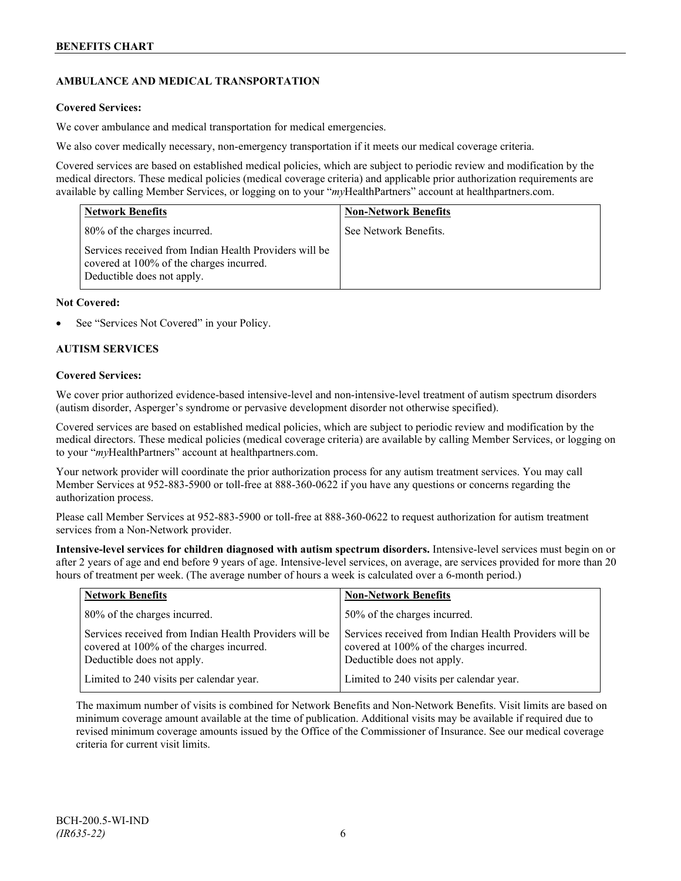## AMBULANCE AND MEDICAL TRANSPORTATION

**Covered Services:**

We cover ambulance and medical transportation for medical emergencies.

We also cover medically necessary, non-emergency transportation if it meets our medical coverage criteria.

Covered services are based on established medical policies, which are subject to periodic review and modification by the medical directors. These medical policies (medical coverage criteria) and applicable prior authorization requirements are available by calling Member Services, or logging on to your "*my*HealthPartners" account at healthpartners.com.

| Network Benefits | Non-Network Benefits |
|---|---|
| 80% of the charges incurred. | See Network Benefits. |
| Services received from Indian Health Providers will be covered at 100% of the charges incurred. Deductible does not apply. | |

**Not Covered:**

- See "Services Not Covered" in your Policy.

## AUTISM SERVICES

**Covered Services:**

We cover prior authorized evidence-based intensive-level and non-intensive-level treatment of autism spectrum disorders (autism disorder, Asperger's syndrome or pervasive development disorder not otherwise specified).

Covered services are based on established medical policies, which are subject to periodic review and modification by the medical directors. These medical policies (medical coverage criteria) are available by calling Member Services, or logging on to your "*my*HealthPartners" account at healthpartners.com.

Your network provider will coordinate the prior authorization process for any autism treatment services. You may call Member Services at 952-883-5900 or toll-free at 888-360-0622 if you have any questions or concerns regarding the authorization process.

Please call Member Services at 952-883-5900 or toll-free at 888-360-0622 to request authorization for autism treatment services from a Non-Network provider.

**Intensive-level services for children diagnosed with autism spectrum disorders.** Intensive-level services must begin on or after 2 years of age and end before 9 years of age. Intensive-level services, on average, are services provided for more than 20 hours of treatment per week. (The average number of hours a week is calculated over a 6-month period.)

| Network Benefits | Non-Network Benefits |
|---|---|
| 80% of the charges incurred. | 50% of the charges incurred. |
| Services received from Indian Health Providers will be covered at 100% of the charges incurred. Deductible does not apply. | Services received from Indian Health Providers will be covered at 100% of the charges incurred. Deductible does not apply. |
| Limited to 240 visits per calendar year. | Limited to 240 visits per calendar year. |

The maximum number of visits is combined for Network Benefits and Non-Network Benefits. Visit limits are based on minimum coverage amount available at the time of publication. Additional visits may be available if required due to revised minimum coverage amounts issued by the Office of the Commissioner of Insurance. See our medical coverage criteria for current visit limits.

BCH-200.5-WI-IND
*(IR635-22)*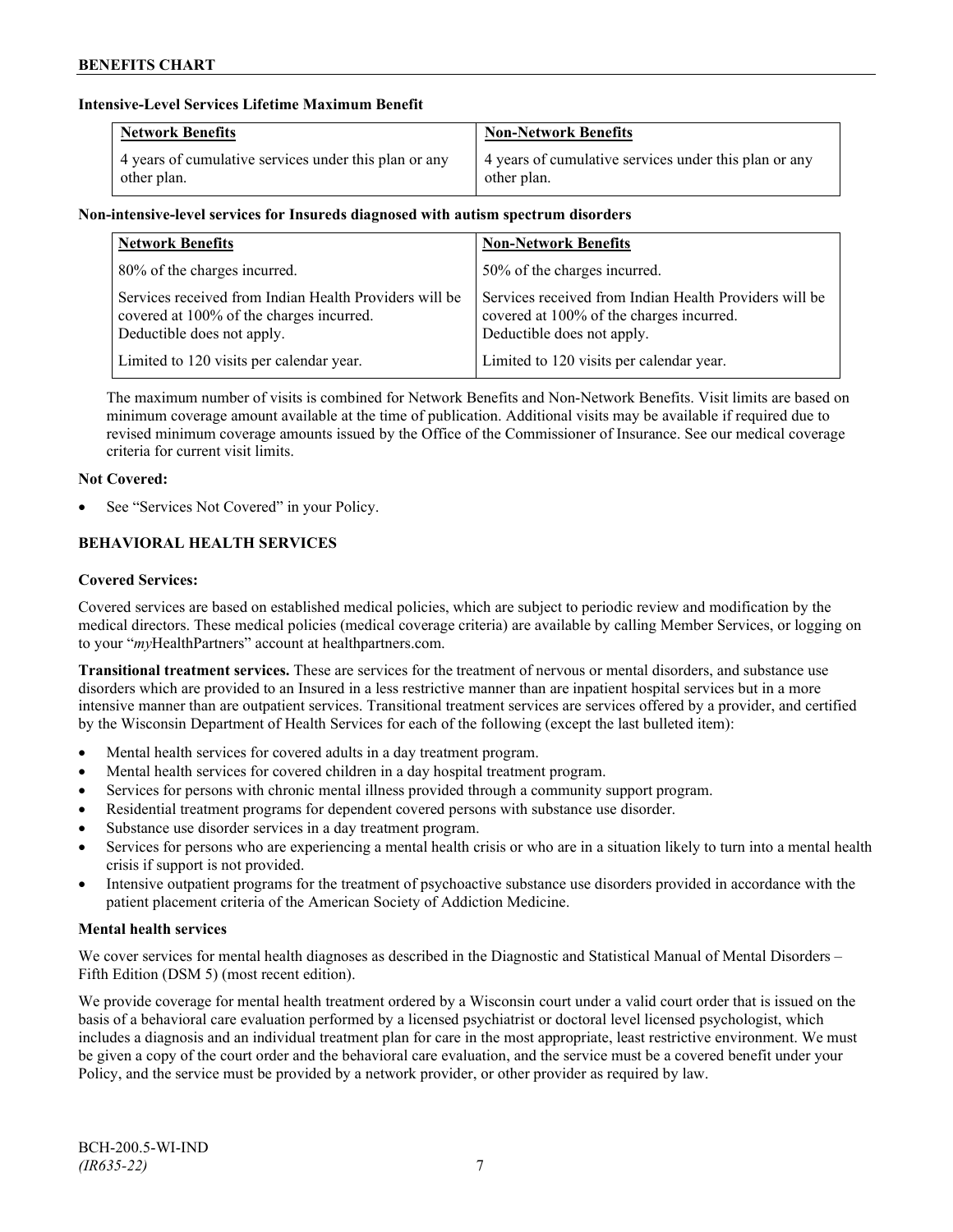**Intensive-Level Services Lifetime Maximum Benefit**

| Network Benefits | Non-Network Benefits |
|---|---|
| 4 years of cumulative services under this plan or any other plan. | 4 years of cumulative services under this plan or any other plan. |

**Non-intensive-level services for Insureds diagnosed with autism spectrum disorders**

| Network Benefits | Non-Network Benefits |
|---|---|
| 80% of the charges incurred. | 50% of the charges incurred. |
| Services received from Indian Health Providers will be covered at 100% of the charges incurred. Deductible does not apply. | Services received from Indian Health Providers will be covered at 100% of the charges incurred. Deductible does not apply. |
| Limited to 120 visits per calendar year. | Limited to 120 visits per calendar year. |

The maximum number of visits is combined for Network Benefits and Non-Network Benefits. Visit limits are based on minimum coverage amount available at the time of publication. Additional visits may be available if required due to revised minimum coverage amounts issued by the Office of the Commissioner of Insurance. See our medical coverage criteria for current visit limits.

**Not Covered:**

- See "Services Not Covered" in your Policy.

## BEHAVIORAL HEALTH SERVICES

**Covered Services:**

Covered services are based on established medical policies, which are subject to periodic review and modification by the medical directors. These medical policies (medical coverage criteria) are available by calling Member Services, or logging on to your "*my*HealthPartners" account at healthpartners.com.

**Transitional treatment services.** These are services for the treatment of nervous or mental disorders, and substance use disorders which are provided to an Insured in a less restrictive manner than are inpatient hospital services but in a more intensive manner than are outpatient services. Transitional treatment services are services offered by a provider, and certified by the Wisconsin Department of Health Services for each of the following (except the last bulleted item):

- Mental health services for covered adults in a day treatment program.
- Mental health services for covered children in a day hospital treatment program.
- Services for persons with chronic mental illness provided through a community support program.
- Residential treatment programs for dependent covered persons with substance use disorder.
- Substance use disorder services in a day treatment program.
- Services for persons who are experiencing a mental health crisis or who are in a situation likely to turn into a mental health crisis if support is not provided.
- Intensive outpatient programs for the treatment of psychoactive substance use disorders provided in accordance with the patient placement criteria of the American Society of Addiction Medicine.

**Mental health services**

We cover services for mental health diagnoses as described in the Diagnostic and Statistical Manual of Mental Disorders – Fifth Edition (DSM 5) (most recent edition).

We provide coverage for mental health treatment ordered by a Wisconsin court under a valid court order that is issued on the basis of a behavioral care evaluation performed by a licensed psychiatrist or doctoral level licensed psychologist, which includes a diagnosis and an individual treatment plan for care in the most appropriate, least restrictive environment. We must be given a copy of the court order and the behavioral care evaluation, and the service must be a covered benefit under your Policy, and the service must be provided by a network provider, or other provider as required by law.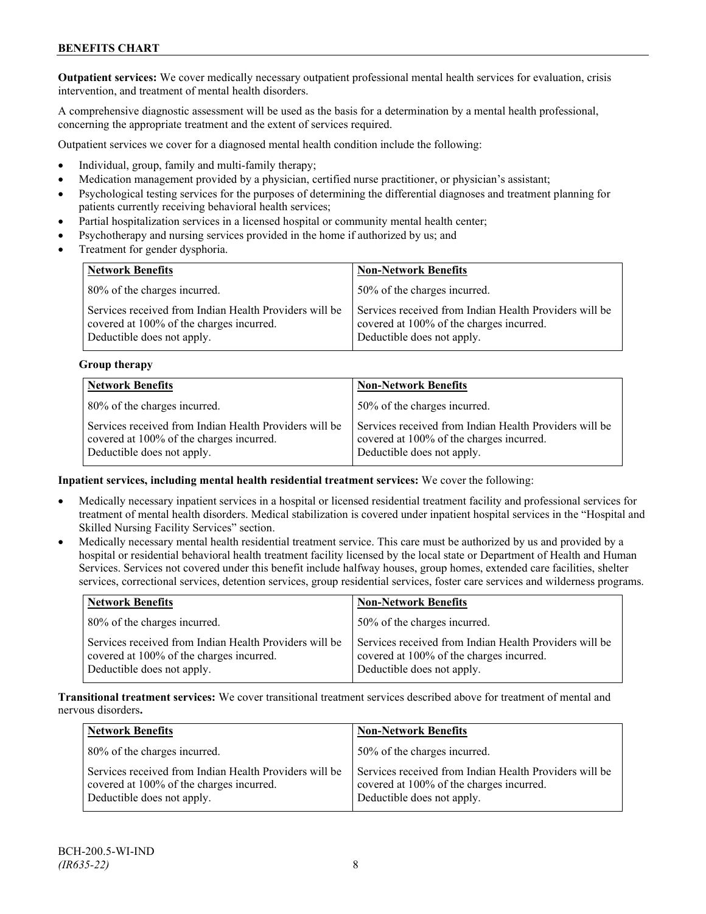**Outpatient services:** We cover medically necessary outpatient professional mental health services for evaluation, crisis intervention, and treatment of mental health disorders.

A comprehensive diagnostic assessment will be used as the basis for a determination by a mental health professional, concerning the appropriate treatment and the extent of services required.

Outpatient services we cover for a diagnosed mental health condition include the following:

- Individual, group, family and multi-family therapy;
- Medication management provided by a physician, certified nurse practitioner, or physician's assistant;
- Psychological testing services for the purposes of determining the differential diagnoses and treatment planning for patients currently receiving behavioral health services;
- Partial hospitalization services in a licensed hospital or community mental health center;
- Psychotherapy and nursing services provided in the home if authorized by us; and
- Treatment for gender dysphoria.

| Network Benefits | Non-Network Benefits |
|---|---|
| 80% of the charges incurred. | 50% of the charges incurred. |
| Services received from Indian Health Providers will be covered at 100% of the charges incurred. Deductible does not apply. | Services received from Indian Health Providers will be covered at 100% of the charges incurred. Deductible does not apply. |

**Group therapy**

| Network Benefits | Non-Network Benefits |
|---|---|
| 80% of the charges incurred. | 50% of the charges incurred. |
| Services received from Indian Health Providers will be covered at 100% of the charges incurred. Deductible does not apply. | Services received from Indian Health Providers will be covered at 100% of the charges incurred. Deductible does not apply. |

**Inpatient services, including mental health residential treatment services:** We cover the following:

- Medically necessary inpatient services in a hospital or licensed residential treatment facility and professional services for treatment of mental health disorders. Medical stabilization is covered under inpatient hospital services in the "Hospital and Skilled Nursing Facility Services" section.
- Medically necessary mental health residential treatment service. This care must be authorized by us and provided by a hospital or residential behavioral health treatment facility licensed by the local state or Department of Health and Human Services. Services not covered under this benefit include halfway houses, group homes, extended care facilities, shelter services, correctional services, detention services, group residential services, foster care services and wilderness programs.

| Network Benefits | Non-Network Benefits |
|---|---|
| 80% of the charges incurred. | 50% of the charges incurred. |
| Services received from Indian Health Providers will be covered at 100% of the charges incurred. Deductible does not apply. | Services received from Indian Health Providers will be covered at 100% of the charges incurred. Deductible does not apply. |

**Transitional treatment services:** We cover transitional treatment services described above for treatment of mental and nervous disorders**.**

| Network Benefits | Non-Network Benefits |
|---|---|
| 80% of the charges incurred. | 50% of the charges incurred. |
| Services received from Indian Health Providers will be covered at 100% of the charges incurred. Deductible does not apply. | Services received from Indian Health Providers will be covered at 100% of the charges incurred. Deductible does not apply. |

BCH-200.5-WI-IND
*(IR635-22)*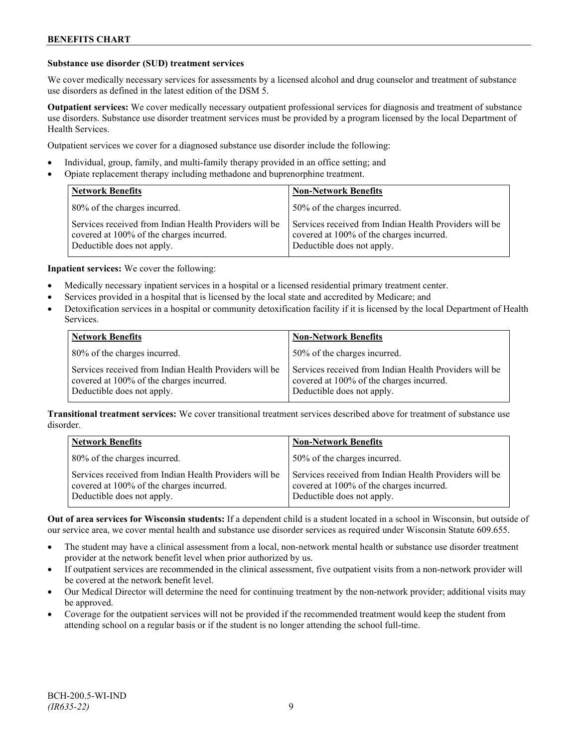**Substance use disorder (SUD) treatment services**

We cover medically necessary services for assessments by a licensed alcohol and drug counselor and treatment of substance use disorders as defined in the latest edition of the DSM 5.

**Outpatient services:** We cover medically necessary outpatient professional services for diagnosis and treatment of substance use disorders. Substance use disorder treatment services must be provided by a program licensed by the local Department of Health Services.

Outpatient services we cover for a diagnosed substance use disorder include the following:

- Individual, group, family, and multi-family therapy provided in an office setting; and
- Opiate replacement therapy including methadone and buprenorphine treatment.

| Network Benefits | Non-Network Benefits |
|---|---|
| 80% of the charges incurred. | 50% of the charges incurred. |
| Services received from Indian Health Providers will be covered at 100% of the charges incurred. Deductible does not apply. | Services received from Indian Health Providers will be covered at 100% of the charges incurred. Deductible does not apply. |

**Inpatient services:** We cover the following:

- Medically necessary inpatient services in a hospital or a licensed residential primary treatment center.
- Services provided in a hospital that is licensed by the local state and accredited by Medicare; and
- Detoxification services in a hospital or community detoxification facility if it is licensed by the local Department of Health Services.

| Network Benefits | Non-Network Benefits |
|---|---|
| 80% of the charges incurred. | 50% of the charges incurred. |
| Services received from Indian Health Providers will be covered at 100% of the charges incurred. Deductible does not apply. | Services received from Indian Health Providers will be covered at 100% of the charges incurred. Deductible does not apply. |

**Transitional treatment services:** We cover transitional treatment services described above for treatment of substance use disorder.

| Network Benefits | Non-Network Benefits |
|---|---|
| 80% of the charges incurred. | 50% of the charges incurred. |
| Services received from Indian Health Providers will be covered at 100% of the charges incurred. Deductible does not apply. | Services received from Indian Health Providers will be covered at 100% of the charges incurred. Deductible does not apply. |

**Out of area services for Wisconsin students:** If a dependent child is a student located in a school in Wisconsin, but outside of our service area, we cover mental health and substance use disorder services as required under Wisconsin Statute 609.655.

- The student may have a clinical assessment from a local, non-network mental health or substance use disorder treatment provider at the network benefit level when prior authorized by us.
- If outpatient services are recommended in the clinical assessment, five outpatient visits from a non-network provider will be covered at the network benefit level.
- Our Medical Director will determine the need for continuing treatment by the non-network provider; additional visits may be approved.
- Coverage for the outpatient services will not be provided if the recommended treatment would keep the student from attending school on a regular basis or if the student is no longer attending the school full-time.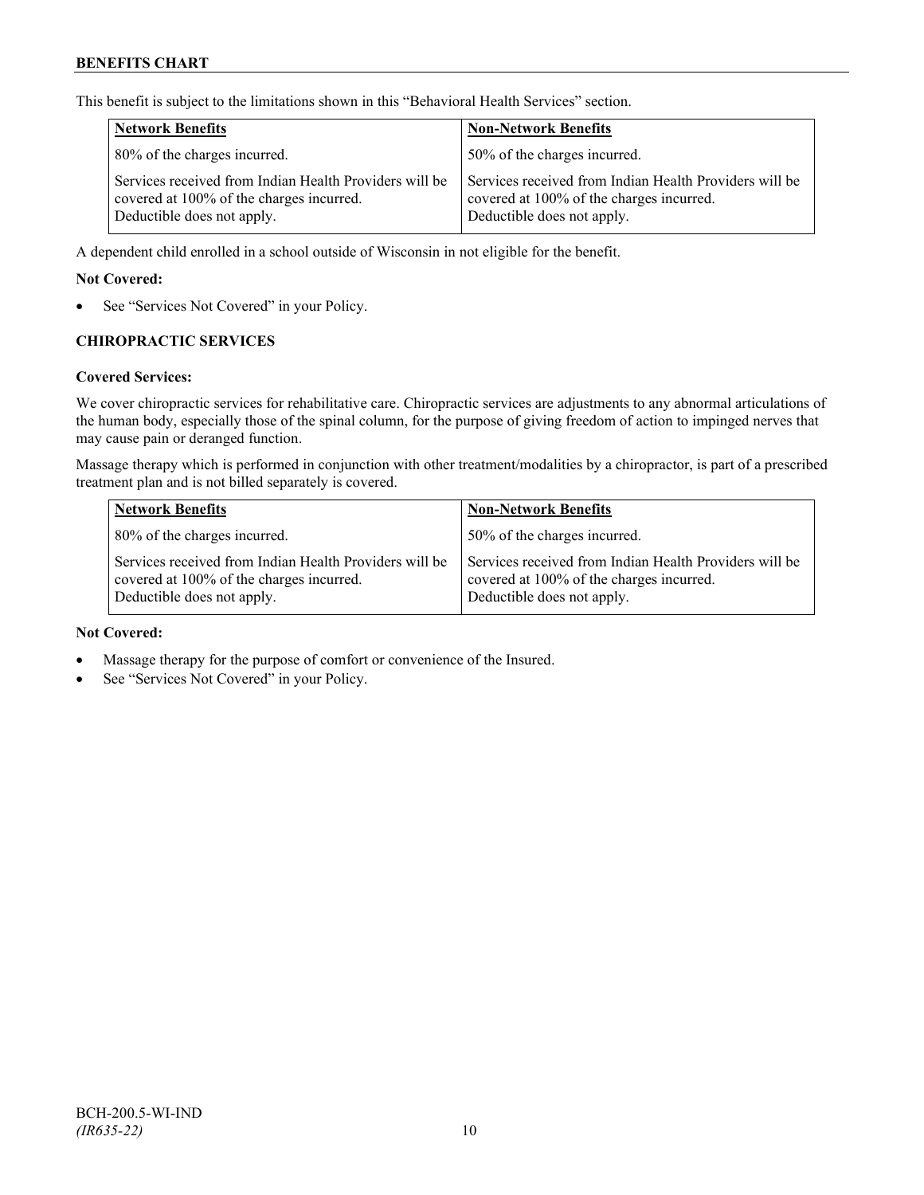This benefit is subject to the limitations shown in this "Behavioral Health Services" section.

| Network Benefits | Non-Network Benefits |
|---|---|
| 80% of the charges incurred. | 50% of the charges incurred. |
| Services received from Indian Health Providers will be covered at 100% of the charges incurred. Deductible does not apply. | Services received from Indian Health Providers will be covered at 100% of the charges incurred. Deductible does not apply. |

A dependent child enrolled in a school outside of Wisconsin in not eligible for the benefit.

**Not Covered:**

- See "Services Not Covered" in your Policy.

### CHIROPRACTIC SERVICES

**Covered Services:**

We cover chiropractic services for rehabilitative care. Chiropractic services are adjustments to any abnormal articulations of the human body, especially those of the spinal column, for the purpose of giving freedom of action to impinged nerves that may cause pain or deranged function.

Massage therapy which is performed in conjunction with other treatment/modalities by a chiropractor, is part of a prescribed treatment plan and is not billed separately is covered.

| Network Benefits | Non-Network Benefits |
|---|---|
| 80% of the charges incurred. | 50% of the charges incurred. |
| Services received from Indian Health Providers will be covered at 100% of the charges incurred. Deductible does not apply. | Services received from Indian Health Providers will be covered at 100% of the charges incurred. Deductible does not apply. |

**Not Covered:**

- Massage therapy for the purpose of comfort or convenience of the Insured.
- See "Services Not Covered" in your Policy.

BCH-200.5-WI-IND
*(IR635-22)*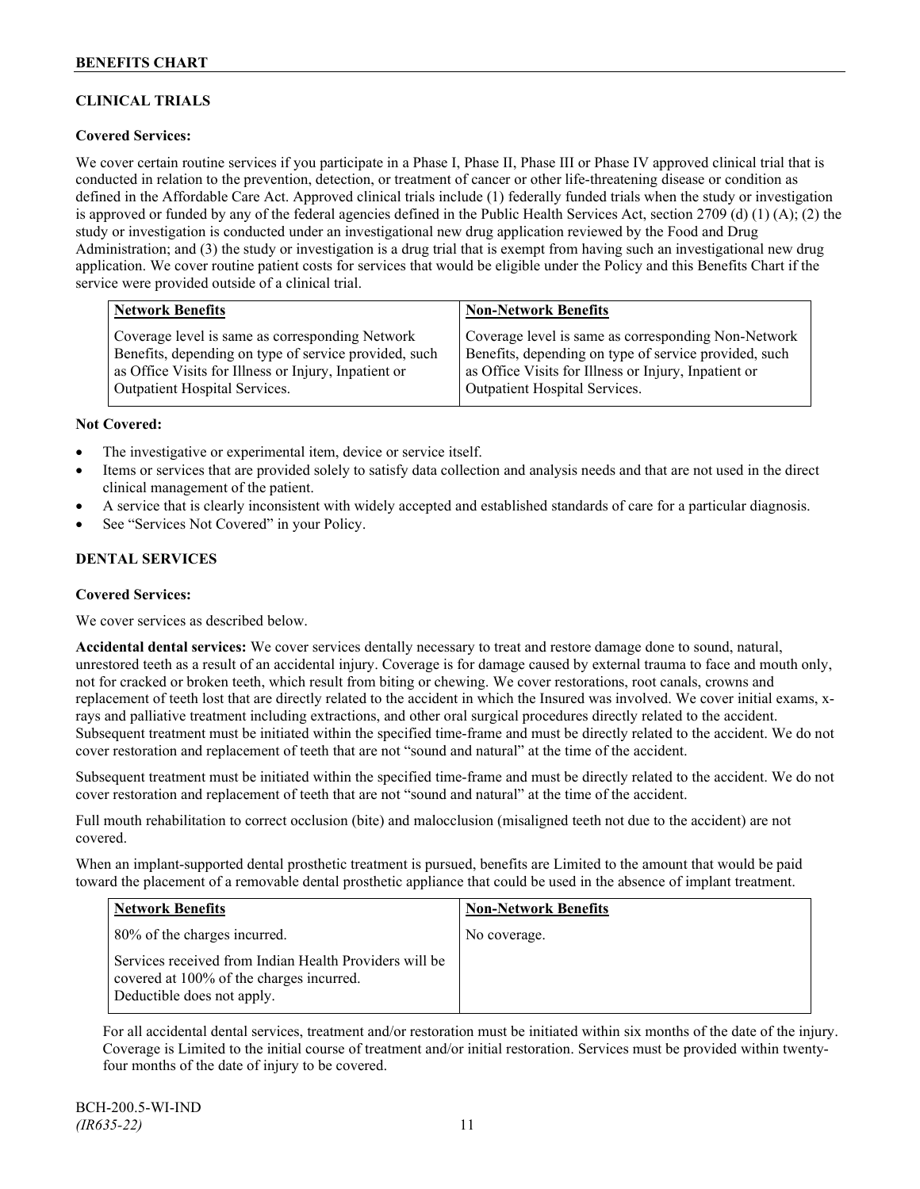## CLINICAL TRIALS

**Covered Services:**

We cover certain routine services if you participate in a Phase I, Phase II, Phase III or Phase IV approved clinical trial that is conducted in relation to the prevention, detection, or treatment of cancer or other life-threatening disease or condition as defined in the Affordable Care Act. Approved clinical trials include (1) federally funded trials when the study or investigation is approved or funded by any of the federal agencies defined in the Public Health Services Act, section 2709 (d) (1) (A); (2) the study or investigation is conducted under an investigational new drug application reviewed by the Food and Drug Administration; and (3) the study or investigation is a drug trial that is exempt from having such an investigational new drug application. We cover routine patient costs for services that would be eligible under the Policy and this Benefits Chart if the service were provided outside of a clinical trial.

| Network Benefits | Non-Network Benefits |
| --- | --- |
| Coverage level is same as corresponding Network Benefits, depending on type of service provided, such as Office Visits for Illness or Injury, Inpatient or Outpatient Hospital Services. | Coverage level is same as corresponding Non-Network Benefits, depending on type of service provided, such as Office Visits for Illness or Injury, Inpatient or Outpatient Hospital Services. |

**Not Covered:**

- The investigative or experimental item, device or service itself.
- Items or services that are provided solely to satisfy data collection and analysis needs and that are not used in the direct clinical management of the patient.
- A service that is clearly inconsistent with widely accepted and established standards of care for a particular diagnosis.
- See "Services Not Covered" in your Policy.

## DENTAL SERVICES

**Covered Services:**

We cover services as described below.

**Accidental dental services:** We cover services dentally necessary to treat and restore damage done to sound, natural, unrestored teeth as a result of an accidental injury. Coverage is for damage caused by external trauma to face and mouth only, not for cracked or broken teeth, which result from biting or chewing. We cover restorations, root canals, crowns and replacement of teeth lost that are directly related to the accident in which the Insured was involved. We cover initial exams, x-rays and palliative treatment including extractions, and other oral surgical procedures directly related to the accident. Subsequent treatment must be initiated within the specified time-frame and must be directly related to the accident. We do not cover restoration and replacement of teeth that are not "sound and natural" at the time of the accident.

Subsequent treatment must be initiated within the specified time-frame and must be directly related to the accident. We do not cover restoration and replacement of teeth that are not "sound and natural" at the time of the accident.

Full mouth rehabilitation to correct occlusion (bite) and malocclusion (misaligned teeth not due to the accident) are not covered.

When an implant-supported dental prosthetic treatment is pursued, benefits are Limited to the amount that would be paid toward the placement of a removable dental prosthetic appliance that could be used in the absence of implant treatment.

| Network Benefits | Non-Network Benefits |
| --- | --- |
| 80% of the charges incurred.<br><br>Services received from Indian Health Providers will be covered at 100% of the charges incurred. Deductible does not apply. | No coverage. |

For all accidental dental services, treatment and/or restoration must be initiated within six months of the date of the injury. Coverage is Limited to the initial course of treatment and/or initial restoration. Services must be provided within twenty-four months of the date of injury to be covered.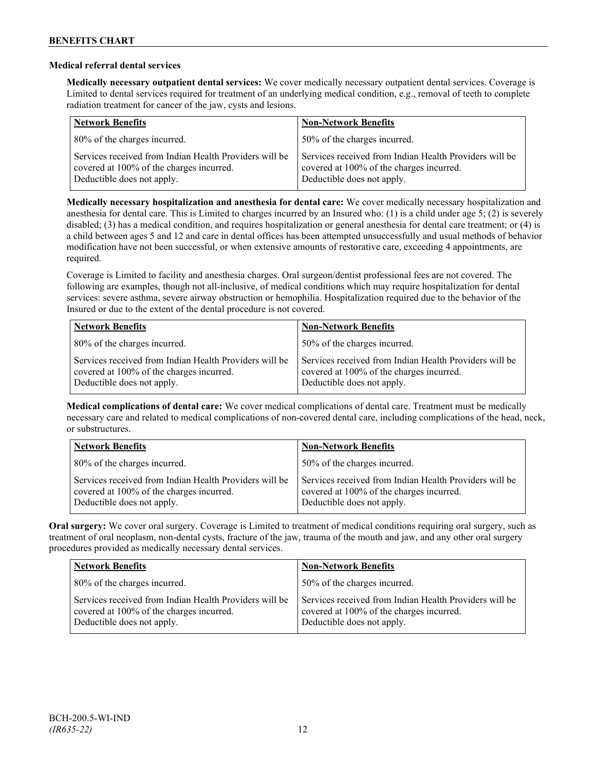**Medical referral dental services**

**Medically necessary outpatient dental services:** We cover medically necessary outpatient dental services. Coverage is Limited to dental services required for treatment of an underlying medical condition, e.g., removal of teeth to complete radiation treatment for cancer of the jaw, cysts and lesions.

| Network Benefits | Non-Network Benefits |
|---|---|
| 80% of the charges incurred. | 50% of the charges incurred. |
| Services received from Indian Health Providers will be covered at 100% of the charges incurred. Deductible does not apply. | Services received from Indian Health Providers will be covered at 100% of the charges incurred. Deductible does not apply. |

**Medically necessary hospitalization and anesthesia for dental care:** We cover medically necessary hospitalization and anesthesia for dental care. This is Limited to charges incurred by an Insured who: (1) is a child under age 5; (2) is severely disabled; (3) has a medical condition, and requires hospitalization or general anesthesia for dental care treatment; or (4) is a child between ages 5 and 12 and care in dental offices has been attempted unsuccessfully and usual methods of behavior modification have not been successful, or when extensive amounts of restorative care, exceeding 4 appointments, are required.

Coverage is Limited to facility and anesthesia charges. Oral surgeon/dentist professional fees are not covered. The following are examples, though not all-inclusive, of medical conditions which may require hospitalization for dental services: severe asthma, severe airway obstruction or hemophilia. Hospitalization required due to the behavior of the Insured or due to the extent of the dental procedure is not covered.

| Network Benefits | Non-Network Benefits |
|---|---|
| 80% of the charges incurred. | 50% of the charges incurred. |
| Services received from Indian Health Providers will be covered at 100% of the charges incurred. Deductible does not apply. | Services received from Indian Health Providers will be covered at 100% of the charges incurred. Deductible does not apply. |

**Medical complications of dental care:** We cover medical complications of dental care. Treatment must be medically necessary care and related to medical complications of non-covered dental care, including complications of the head, neck, or substructures.

| Network Benefits | Non-Network Benefits |
|---|---|
| 80% of the charges incurred. | 50% of the charges incurred. |
| Services received from Indian Health Providers will be covered at 100% of the charges incurred. Deductible does not apply. | Services received from Indian Health Providers will be covered at 100% of the charges incurred. Deductible does not apply. |

**Oral surgery:** We cover oral surgery. Coverage is Limited to treatment of medical conditions requiring oral surgery, such as treatment of oral neoplasm, non-dental cysts, fracture of the jaw, trauma of the mouth and jaw, and any other oral surgery procedures provided as medically necessary dental services.

| Network Benefits | Non-Network Benefits |
|---|---|
| 80% of the charges incurred. | 50% of the charges incurred. |
| Services received from Indian Health Providers will be covered at 100% of the charges incurred. Deductible does not apply. | Services received from Indian Health Providers will be covered at 100% of the charges incurred. Deductible does not apply. |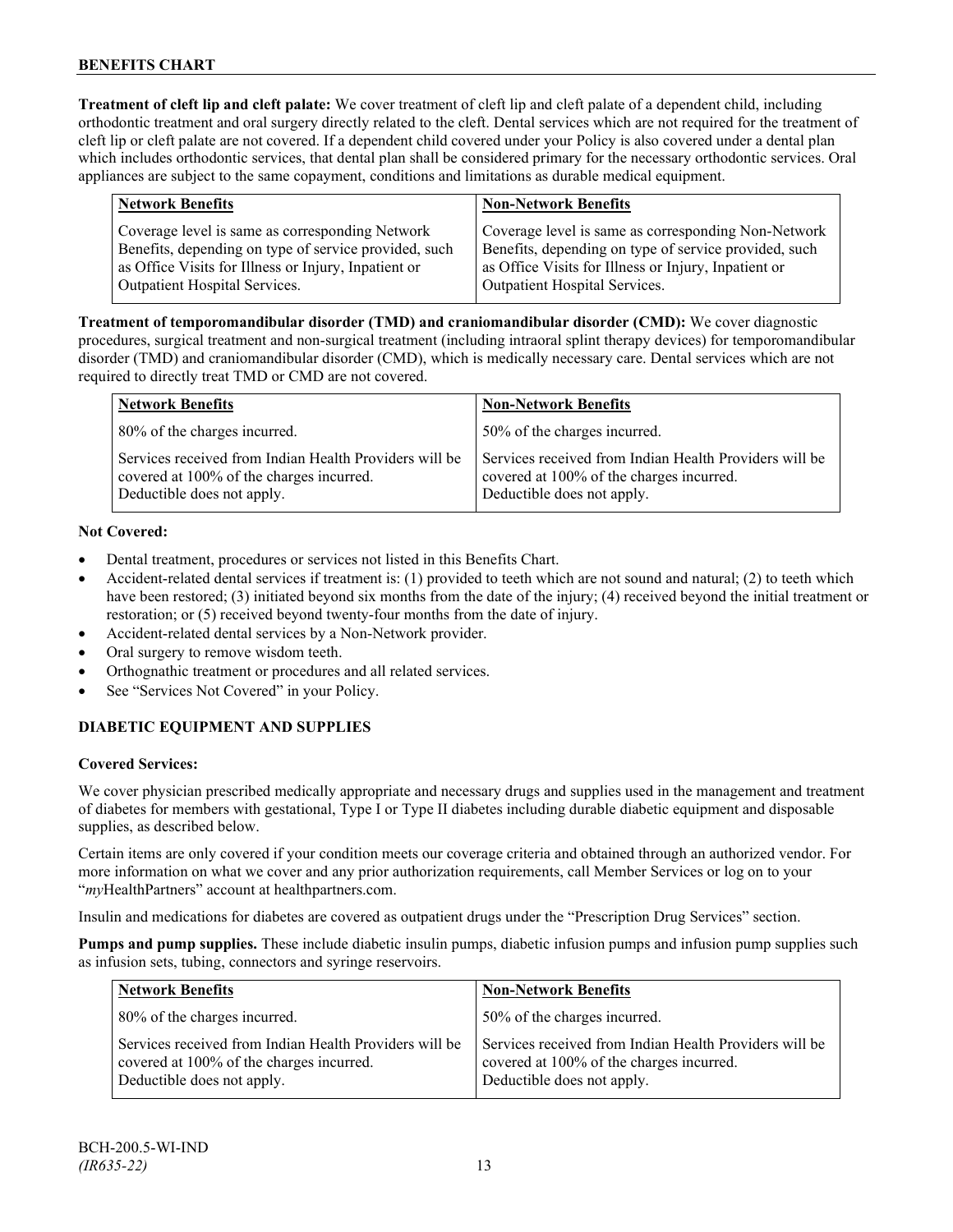**Treatment of cleft lip and cleft palate:** We cover treatment of cleft lip and cleft palate of a dependent child, including orthodontic treatment and oral surgery directly related to the cleft. Dental services which are not required for the treatment of cleft lip or cleft palate are not covered. If a dependent child covered under your Policy is also covered under a dental plan which includes orthodontic services, that dental plan shall be considered primary for the necessary orthodontic services. Oral appliances are subject to the same copayment, conditions and limitations as durable medical equipment.

| Network Benefits | Non-Network Benefits |
|---|---|
| Coverage level is same as corresponding Network Benefits, depending on type of service provided, such as Office Visits for Illness or Injury, Inpatient or Outpatient Hospital Services. | Coverage level is same as corresponding Non-Network Benefits, depending on type of service provided, such as Office Visits for Illness or Injury, Inpatient or Outpatient Hospital Services. |

**Treatment of temporomandibular disorder (TMD) and craniomandibular disorder (CMD):** We cover diagnostic procedures, surgical treatment and non-surgical treatment (including intraoral splint therapy devices) for temporomandibular disorder (TMD) and craniomandibular disorder (CMD), which is medically necessary care. Dental services which are not required to directly treat TMD or CMD are not covered.

| Network Benefits | Non-Network Benefits |
|---|---|
| 80% of the charges incurred. | 50% of the charges incurred. |
| Services received from Indian Health Providers will be covered at 100% of the charges incurred. Deductible does not apply. | Services received from Indian Health Providers will be covered at 100% of the charges incurred. Deductible does not apply. |

**Not Covered:**

- Dental treatment, procedures or services not listed in this Benefits Chart.
- Accident-related dental services if treatment is: (1) provided to teeth which are not sound and natural; (2) to teeth which have been restored; (3) initiated beyond six months from the date of the injury; (4) received beyond the initial treatment or restoration; or (5) received beyond twenty-four months from the date of injury.
- Accident-related dental services by a Non-Network provider.
- Oral surgery to remove wisdom teeth.
- Orthognathic treatment or procedures and all related services.
- See "Services Not Covered" in your Policy.

## DIABETIC EQUIPMENT AND SUPPLIES

**Covered Services:**

We cover physician prescribed medically appropriate and necessary drugs and supplies used in the management and treatment of diabetes for members with gestational, Type I or Type II diabetes including durable diabetic equipment and disposable supplies, as described below.

Certain items are only covered if your condition meets our coverage criteria and obtained through an authorized vendor. For more information on what we cover and any prior authorization requirements, call Member Services or log on to your "*my*HealthPartners" account at healthpartners.com.

Insulin and medications for diabetes are covered as outpatient drugs under the "Prescription Drug Services" section.

**Pumps and pump supplies.** These include diabetic insulin pumps, diabetic infusion pumps and infusion pump supplies such as infusion sets, tubing, connectors and syringe reservoirs.

| Network Benefits | Non-Network Benefits |
|---|---|
| 80% of the charges incurred. | 50% of the charges incurred. |
| Services received from Indian Health Providers will be covered at 100% of the charges incurred. Deductible does not apply. | Services received from Indian Health Providers will be covered at 100% of the charges incurred. Deductible does not apply. |

BCH-200.5-WI-IND
*(IR635-22)*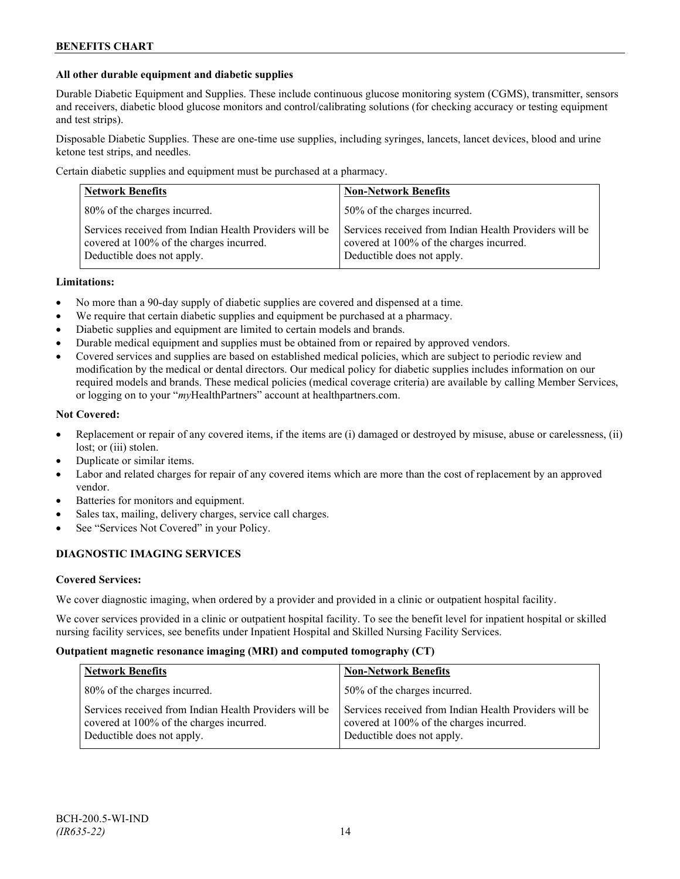**All other durable equipment and diabetic supplies**

Durable Diabetic Equipment and Supplies. These include continuous glucose monitoring system (CGMS), transmitter, sensors and receivers, diabetic blood glucose monitors and control/calibrating solutions (for checking accuracy or testing equipment and test strips).

Disposable Diabetic Supplies. These are one-time use supplies, including syringes, lancets, lancet devices, blood and urine ketone test strips, and needles.

Certain diabetic supplies and equipment must be purchased at a pharmacy.

| Network Benefits | Non-Network Benefits |
|---|---|
| 80% of the charges incurred. | 50% of the charges incurred. |
| Services received from Indian Health Providers will be covered at 100% of the charges incurred. Deductible does not apply. | Services received from Indian Health Providers will be covered at 100% of the charges incurred. Deductible does not apply. |

**Limitations:**

- No more than a 90-day supply of diabetic supplies are covered and dispensed at a time.
- We require that certain diabetic supplies and equipment be purchased at a pharmacy.
- Diabetic supplies and equipment are limited to certain models and brands.
- Durable medical equipment and supplies must be obtained from or repaired by approved vendors.
- Covered services and supplies are based on established medical policies, which are subject to periodic review and modification by the medical or dental directors. Our medical policy for diabetic supplies includes information on our required models and brands. These medical policies (medical coverage criteria) are available by calling Member Services, or logging on to your "*my*HealthPartners" account at healthpartners.com.

**Not Covered:**

- Replacement or repair of any covered items, if the items are (i) damaged or destroyed by misuse, abuse or carelessness, (ii) lost; or (iii) stolen.
- Duplicate or similar items.
- Labor and related charges for repair of any covered items which are more than the cost of replacement by an approved vendor.
- Batteries for monitors and equipment.
- Sales tax, mailing, delivery charges, service call charges.
- See "Services Not Covered" in your Policy.

## DIAGNOSTIC IMAGING SERVICES

**Covered Services:**

We cover diagnostic imaging, when ordered by a provider and provided in a clinic or outpatient hospital facility.

We cover services provided in a clinic or outpatient hospital facility. To see the benefit level for inpatient hospital or skilled nursing facility services, see benefits under Inpatient Hospital and Skilled Nursing Facility Services.

**Outpatient magnetic resonance imaging (MRI) and computed tomography (CT)**

| Network Benefits | Non-Network Benefits |
|---|---|
| 80% of the charges incurred. | 50% of the charges incurred. |
| Services received from Indian Health Providers will be covered at 100% of the charges incurred. Deductible does not apply. | Services received from Indian Health Providers will be covered at 100% of the charges incurred. Deductible does not apply. |

BCH-200.5-WI-IND
*(IR635-22)*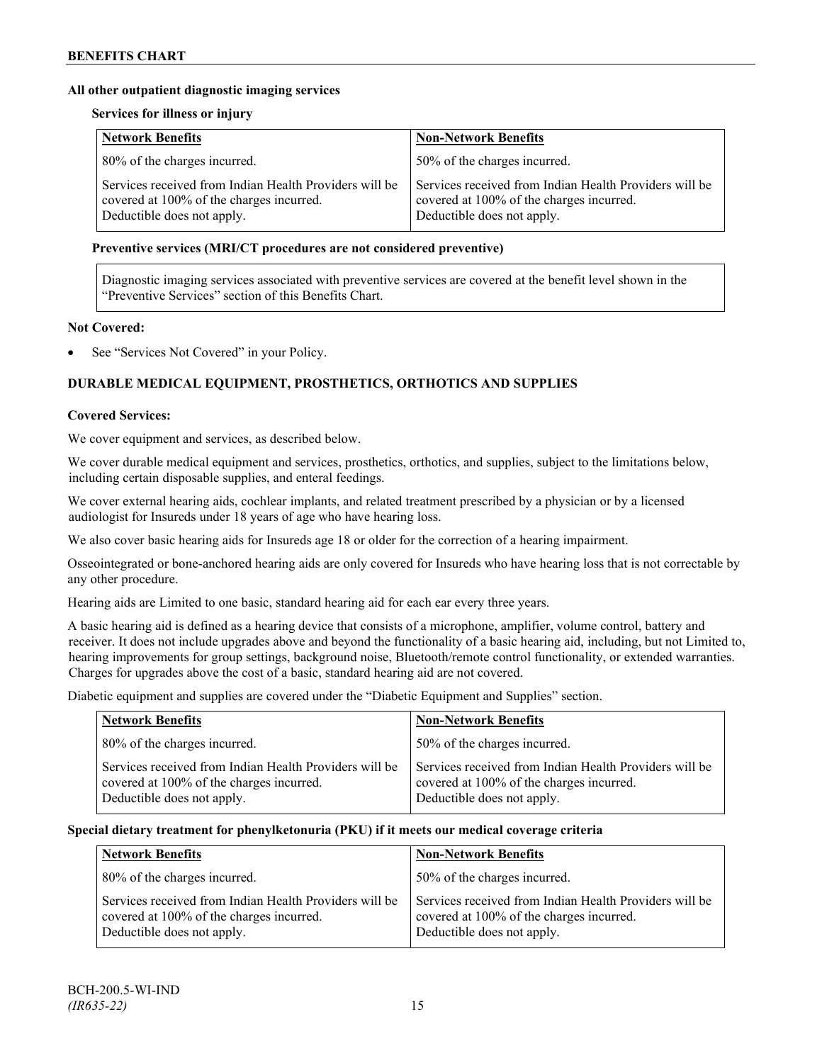**All other outpatient diagnostic imaging services**

**Services for illness or injury**

| Network Benefits | Non-Network Benefits |
| --- | --- |
| 80% of the charges incurred. | 50% of the charges incurred. |
| Services received from Indian Health Providers will be covered at 100% of the charges incurred. Deductible does not apply. | Services received from Indian Health Providers will be covered at 100% of the charges incurred. Deductible does not apply. |

**Preventive services (MRI/CT procedures are not considered preventive)**

Diagnostic imaging services associated with preventive services are covered at the benefit level shown in the "Preventive Services" section of this Benefits Chart.

**Not Covered:**

- See "Services Not Covered" in your Policy.

## DURABLE MEDICAL EQUIPMENT, PROSTHETICS, ORTHOTICS AND SUPPLIES

**Covered Services:**

We cover equipment and services, as described below.

We cover durable medical equipment and services, prosthetics, orthotics, and supplies, subject to the limitations below, including certain disposable supplies, and enteral feedings.

We cover external hearing aids, cochlear implants, and related treatment prescribed by a physician or by a licensed audiologist for Insureds under 18 years of age who have hearing loss.

We also cover basic hearing aids for Insureds age 18 or older for the correction of a hearing impairment.

Osseointegrated or bone-anchored hearing aids are only covered for Insureds who have hearing loss that is not correctable by any other procedure.

Hearing aids are Limited to one basic, standard hearing aid for each ear every three years.

A basic hearing aid is defined as a hearing device that consists of a microphone, amplifier, volume control, battery and receiver. It does not include upgrades above and beyond the functionality of a basic hearing aid, including, but not Limited to, hearing improvements for group settings, background noise, Bluetooth/remote control functionality, or extended warranties. Charges for upgrades above the cost of a basic, standard hearing aid are not covered.

Diabetic equipment and supplies are covered under the "Diabetic Equipment and Supplies" section.

| Network Benefits | Non-Network Benefits |
| --- | --- |
| 80% of the charges incurred. | 50% of the charges incurred. |
| Services received from Indian Health Providers will be covered at 100% of the charges incurred. Deductible does not apply. | Services received from Indian Health Providers will be covered at 100% of the charges incurred. Deductible does not apply. |

**Special dietary treatment for phenylketonuria (PKU) if it meets our medical coverage criteria**

| Network Benefits | Non-Network Benefits |
| --- | --- |
| 80% of the charges incurred. | 50% of the charges incurred. |
| Services received from Indian Health Providers will be covered at 100% of the charges incurred. Deductible does not apply. | Services received from Indian Health Providers will be covered at 100% of the charges incurred. Deductible does not apply. |

BCH-200.5-WI-IND
*(IR635-22)*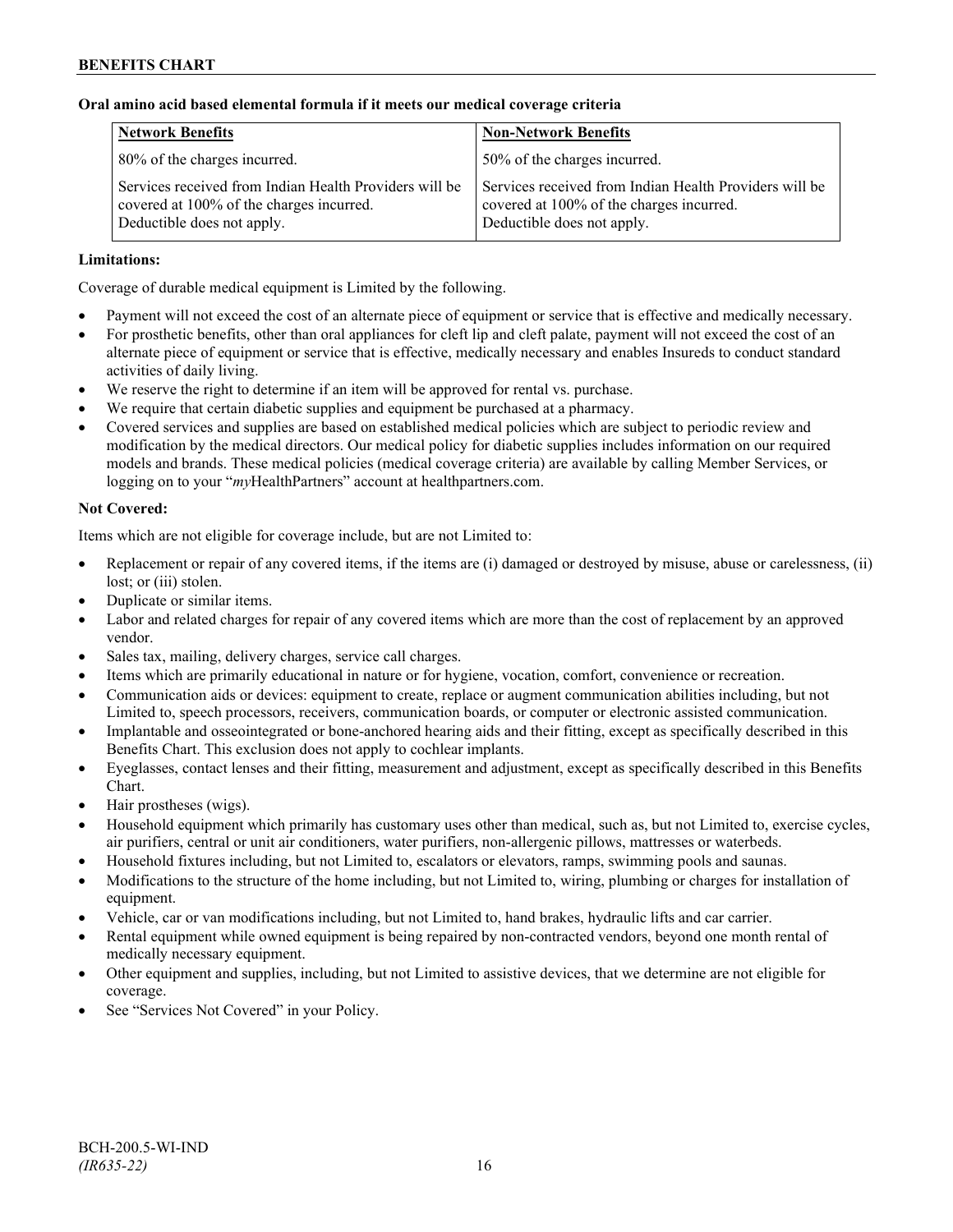**Oral amino acid based elemental formula if it meets our medical coverage criteria**

| Network Benefits | Non-Network Benefits |
| --- | --- |
| 80% of the charges incurred. | 50% of the charges incurred. |
| Services received from Indian Health Providers will be covered at 100% of the charges incurred. Deductible does not apply. | Services received from Indian Health Providers will be covered at 100% of the charges incurred. Deductible does not apply. |

**Limitations:**

Coverage of durable medical equipment is Limited by the following.

- Payment will not exceed the cost of an alternate piece of equipment or service that is effective and medically necessary.
- For prosthetic benefits, other than oral appliances for cleft lip and cleft palate, payment will not exceed the cost of an alternate piece of equipment or service that is effective, medically necessary and enables Insureds to conduct standard activities of daily living.
- We reserve the right to determine if an item will be approved for rental vs. purchase.
- We require that certain diabetic supplies and equipment be purchased at a pharmacy.
- Covered services and supplies are based on established medical policies which are subject to periodic review and modification by the medical directors. Our medical policy for diabetic supplies includes information on our required models and brands. These medical policies (medical coverage criteria) are available by calling Member Services, or logging on to your "*my*HealthPartners" account at healthpartners.com.

**Not Covered:**

Items which are not eligible for coverage include, but are not Limited to:

- Replacement or repair of any covered items, if the items are (i) damaged or destroyed by misuse, abuse or carelessness, (ii) lost; or (iii) stolen.
- Duplicate or similar items.
- Labor and related charges for repair of any covered items which are more than the cost of replacement by an approved vendor.
- Sales tax, mailing, delivery charges, service call charges.
- Items which are primarily educational in nature or for hygiene, vocation, comfort, convenience or recreation.
- Communication aids or devices: equipment to create, replace or augment communication abilities including, but not Limited to, speech processors, receivers, communication boards, or computer or electronic assisted communication.
- Implantable and osseointegrated or bone-anchored hearing aids and their fitting, except as specifically described in this Benefits Chart. This exclusion does not apply to cochlear implants.
- Eyeglasses, contact lenses and their fitting, measurement and adjustment, except as specifically described in this Benefits Chart.
- Hair prostheses (wigs).
- Household equipment which primarily has customary uses other than medical, such as, but not Limited to, exercise cycles, air purifiers, central or unit air conditioners, water purifiers, non-allergenic pillows, mattresses or waterbeds.
- Household fixtures including, but not Limited to, escalators or elevators, ramps, swimming pools and saunas.
- Modifications to the structure of the home including, but not Limited to, wiring, plumbing or charges for installation of equipment.
- Vehicle, car or van modifications including, but not Limited to, hand brakes, hydraulic lifts and car carrier.
- Rental equipment while owned equipment is being repaired by non-contracted vendors, beyond one month rental of medically necessary equipment.
- Other equipment and supplies, including, but not Limited to assistive devices, that we determine are not eligible for coverage.
- See "Services Not Covered" in your Policy.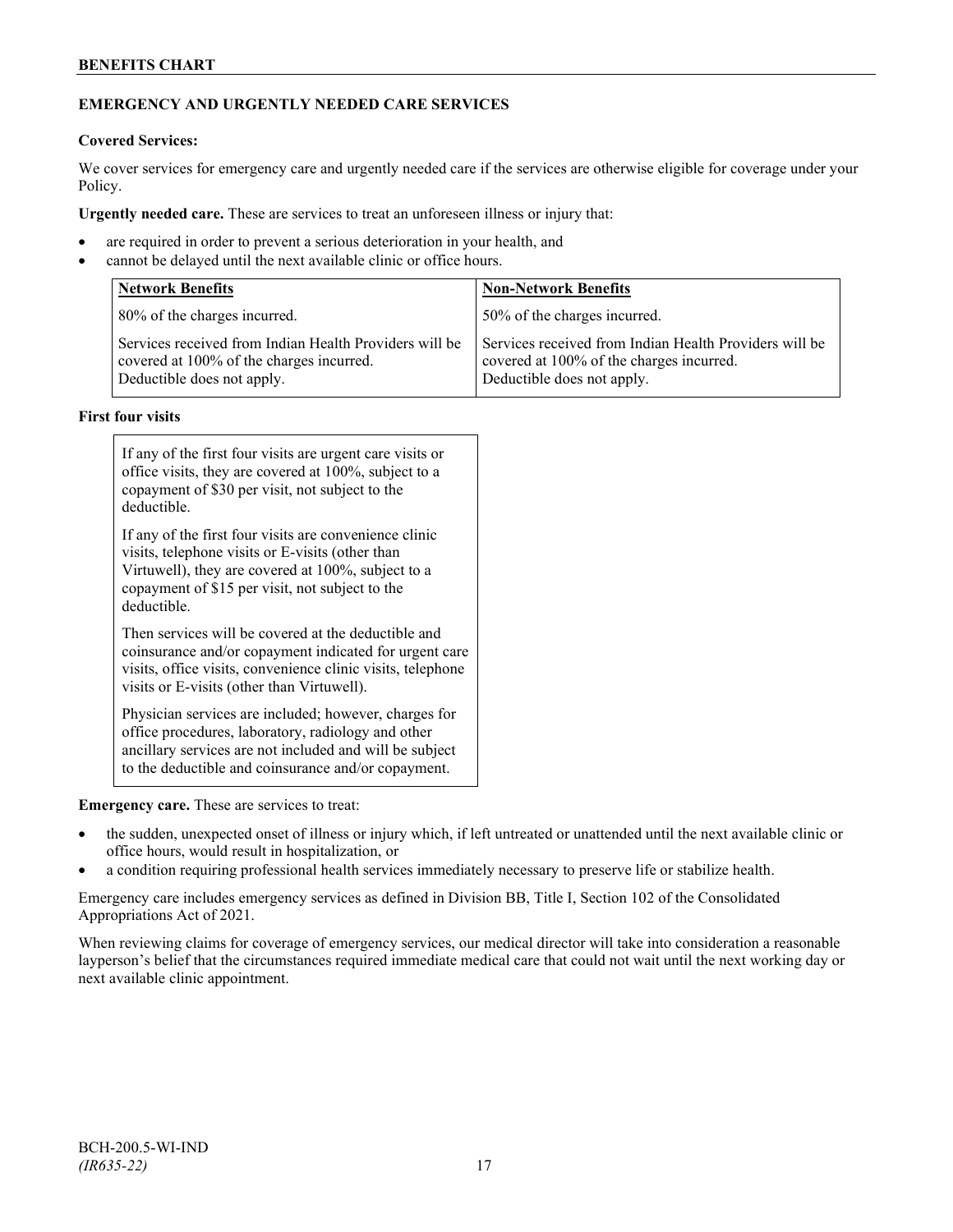## EMERGENCY AND URGENTLY NEEDED CARE SERVICES

**Covered Services:**

We cover services for emergency care and urgently needed care if the services are otherwise eligible for coverage under your Policy.

**Urgently needed care.** These are services to treat an unforeseen illness or injury that:

- are required in order to prevent a serious deterioration in your health, and
- cannot be delayed until the next available clinic or office hours.

| Network Benefits | Non-Network Benefits |
|---|---|
| 80% of the charges incurred. | 50% of the charges incurred. |
| Services received from Indian Health Providers will be covered at 100% of the charges incurred. Deductible does not apply. | Services received from Indian Health Providers will be covered at 100% of the charges incurred. Deductible does not apply. |

**First four visits**

| |
|---|
| If any of the first four visits are urgent care visits or office visits, they are covered at 100%, subject to a copayment of $30 per visit, not subject to the deductible. If any of the first four visits are convenience clinic visits, telephone visits or E-visits (other than Virtuwell), they are covered at 100%, subject to a copayment of $15 per visit, not subject to the deductible. Then services will be covered at the deductible and coinsurance and/or copayment indicated for urgent care visits, office visits, convenience clinic visits, telephone visits or E-visits (other than Virtuwell). Physician services are included; however, charges for office procedures, laboratory, radiology and other ancillary services are not included and will be subject to the deductible and coinsurance and/or copayment. |

**Emergency care.** These are services to treat:

- the sudden, unexpected onset of illness or injury which, if left untreated or unattended until the next available clinic or office hours, would result in hospitalization, or
- a condition requiring professional health services immediately necessary to preserve life or stabilize health.

Emergency care includes emergency services as defined in Division BB, Title I, Section 102 of the Consolidated Appropriations Act of 2021.

When reviewing claims for coverage of emergency services, our medical director will take into consideration a reasonable layperson's belief that the circumstances required immediate medical care that could not wait until the next working day or next available clinic appointment.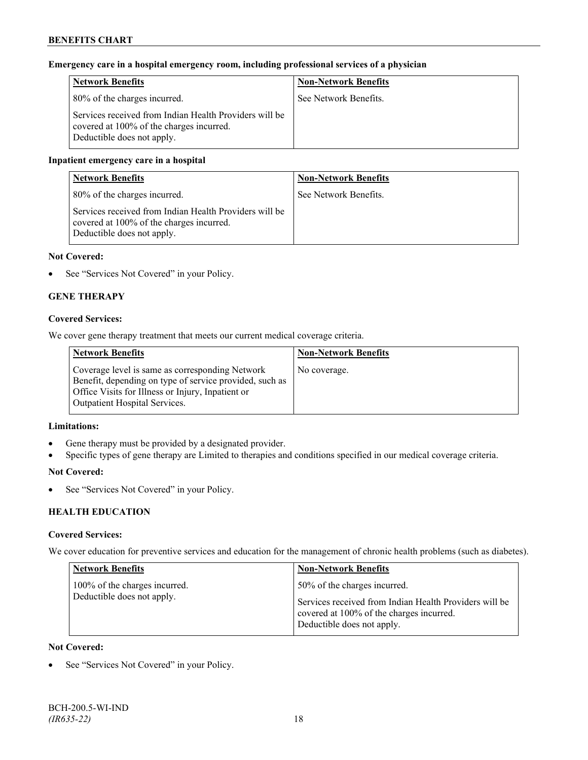**Emergency care in a hospital emergency room, including professional services of a physician**

| Network Benefits | Non-Network Benefits |
|---|---|
| 80% of the charges incurred.<br><br>Services received from Indian Health Providers will be covered at 100% of the charges incurred. Deductible does not apply. | See Network Benefits. |

**Inpatient emergency care in a hospital**

| Network Benefits | Non-Network Benefits |
|---|---|
| 80% of the charges incurred.<br><br>Services received from Indian Health Providers will be covered at 100% of the charges incurred. Deductible does not apply. | See Network Benefits. |

**Not Covered:**

- See "Services Not Covered" in your Policy.

### GENE THERAPY

**Covered Services:**

We cover gene therapy treatment that meets our current medical coverage criteria.

| Network Benefits | Non-Network Benefits |
|---|---|
| Coverage level is same as corresponding Network Benefit, depending on type of service provided, such as Office Visits for Illness or Injury, Inpatient or Outpatient Hospital Services. | No coverage. |

**Limitations:**

- Gene therapy must be provided by a designated provider.
- Specific types of gene therapy are Limited to therapies and conditions specified in our medical coverage criteria.

**Not Covered:**

- See "Services Not Covered" in your Policy.

### HEALTH EDUCATION

**Covered Services:**

We cover education for preventive services and education for the management of chronic health problems (such as diabetes).

| Network Benefits | Non-Network Benefits |
|---|---|
| 100% of the charges incurred. Deductible does not apply. | 50% of the charges incurred.<br><br>Services received from Indian Health Providers will be covered at 100% of the charges incurred. Deductible does not apply. |

**Not Covered:**

- See "Services Not Covered" in your Policy.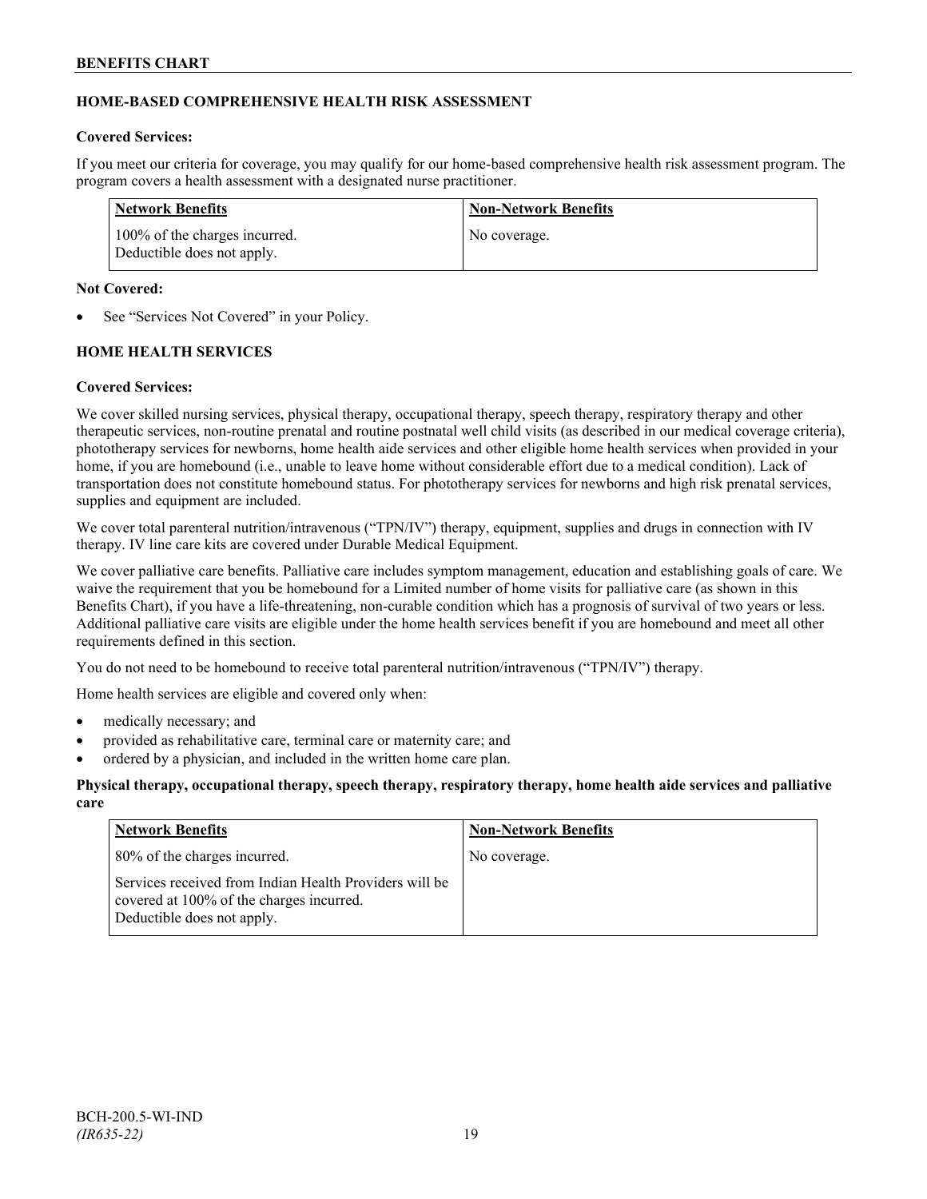## HOME-BASED COMPREHENSIVE HEALTH RISK ASSESSMENT

**Covered Services:**

If you meet our criteria for coverage, you may qualify for our home-based comprehensive health risk assessment program. The program covers a health assessment with a designated nurse practitioner.

| Network Benefits | Non-Network Benefits |
|---|---|
| 100% of the charges incurred. Deductible does not apply. | No coverage. |

**Not Covered:**

- See "Services Not Covered" in your Policy.

## HOME HEALTH SERVICES

**Covered Services:**

We cover skilled nursing services, physical therapy, occupational therapy, speech therapy, respiratory therapy and other therapeutic services, non-routine prenatal and routine postnatal well child visits (as described in our medical coverage criteria), phototherapy services for newborns, home health aide services and other eligible home health services when provided in your home, if you are homebound (i.e., unable to leave home without considerable effort due to a medical condition). Lack of transportation does not constitute homebound status. For phototherapy services for newborns and high risk prenatal services, supplies and equipment are included.

We cover total parenteral nutrition/intravenous ("TPN/IV") therapy, equipment, supplies and drugs in connection with IV therapy. IV line care kits are covered under Durable Medical Equipment.

We cover palliative care benefits. Palliative care includes symptom management, education and establishing goals of care. We waive the requirement that you be homebound for a Limited number of home visits for palliative care (as shown in this Benefits Chart), if you have a life-threatening, non-curable condition which has a prognosis of survival of two years or less. Additional palliative care visits are eligible under the home health services benefit if you are homebound and meet all other requirements defined in this section.

You do not need to be homebound to receive total parenteral nutrition/intravenous ("TPN/IV") therapy.

Home health services are eligible and covered only when:

- medically necessary; and
- provided as rehabilitative care, terminal care or maternity care; and
- ordered by a physician, and included in the written home care plan.

**Physical therapy, occupational therapy, speech therapy, respiratory therapy, home health aide services and palliative care**

| Network Benefits | Non-Network Benefits |
|---|---|
| 80% of the charges incurred.<br><br>Services received from Indian Health Providers will be covered at 100% of the charges incurred. Deductible does not apply. | No coverage. |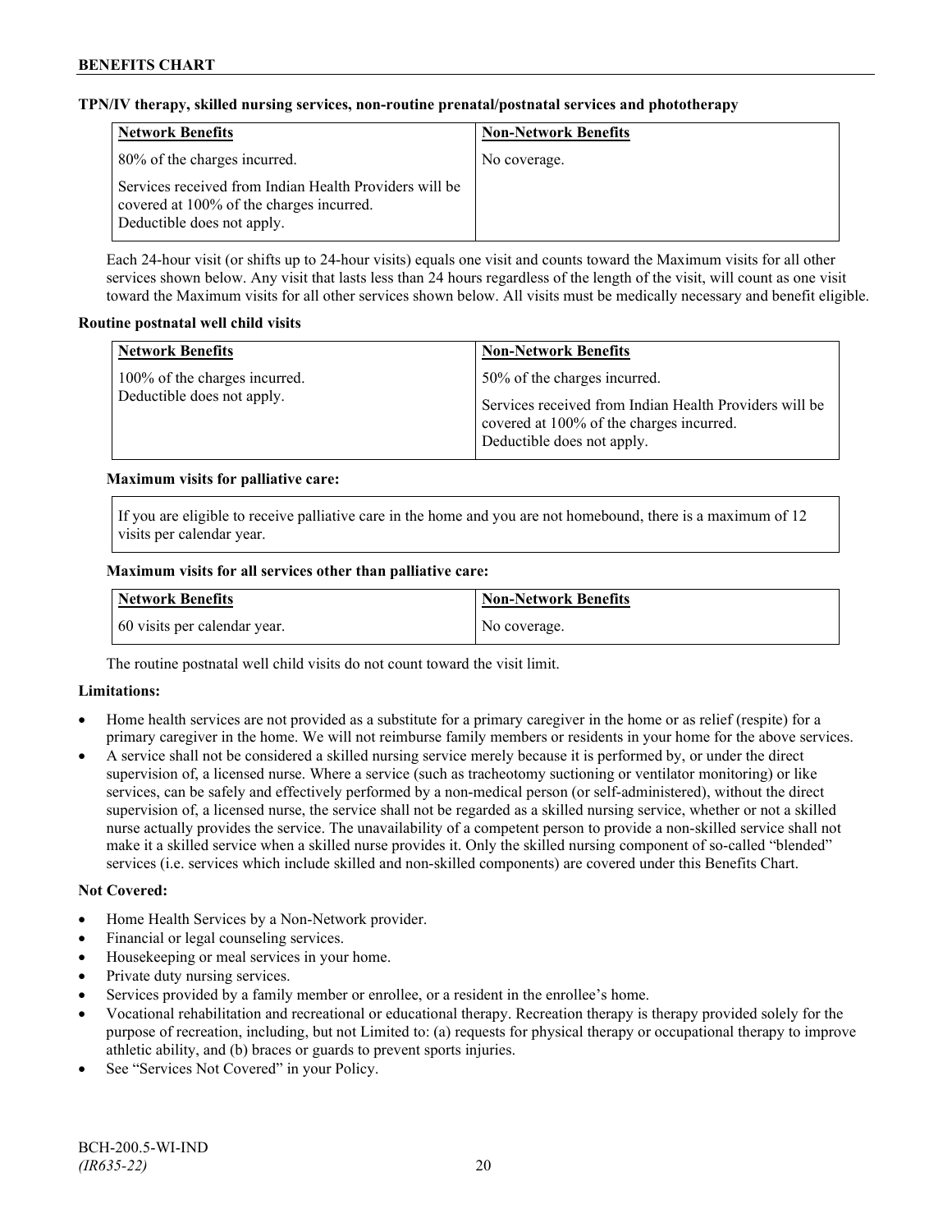**TPN/IV therapy, skilled nursing services, non-routine prenatal/postnatal services and phototherapy**

| Network Benefits | Non-Network Benefits |
|---|---|
| 80% of the charges incurred.<br><br>Services received from Indian Health Providers will be covered at 100% of the charges incurred. Deductible does not apply. | No coverage. |

Each 24-hour visit (or shifts up to 24-hour visits) equals one visit and counts toward the Maximum visits for all other services shown below. Any visit that lasts less than 24 hours regardless of the length of the visit, will count as one visit toward the Maximum visits for all other services shown below. All visits must be medically necessary and benefit eligible.

**Routine postnatal well child visits**

| Network Benefits | Non-Network Benefits |
|---|---|
| 100% of the charges incurred. Deductible does not apply. | 50% of the charges incurred.<br><br>Services received from Indian Health Providers will be covered at 100% of the charges incurred. Deductible does not apply. |

**Maximum visits for palliative care:**

If you are eligible to receive palliative care in the home and you are not homebound, there is a maximum of 12 visits per calendar year.

**Maximum visits for all services other than palliative care:**

| Network Benefits | Non-Network Benefits |
|---|---|
| 60 visits per calendar year. | No coverage. |

The routine postnatal well child visits do not count toward the visit limit.

**Limitations:**

- Home health services are not provided as a substitute for a primary caregiver in the home or as relief (respite) for a primary caregiver in the home. We will not reimburse family members or residents in your home for the above services.
- A service shall not be considered a skilled nursing service merely because it is performed by, or under the direct supervision of, a licensed nurse. Where a service (such as tracheotomy suctioning or ventilator monitoring) or like services, can be safely and effectively performed by a non-medical person (or self-administered), without the direct supervision of, a licensed nurse, the service shall not be regarded as a skilled nursing service, whether or not a skilled nurse actually provides the service. The unavailability of a competent person to provide a non-skilled service shall not make it a skilled service when a skilled nurse provides it. Only the skilled nursing component of so-called "blended" services (i.e. services which include skilled and non-skilled components) are covered under this Benefits Chart.

**Not Covered:**

- Home Health Services by a Non-Network provider.
- Financial or legal counseling services.
- Housekeeping or meal services in your home.
- Private duty nursing services.
- Services provided by a family member or enrollee, or a resident in the enrollee's home.
- Vocational rehabilitation and recreational or educational therapy. Recreation therapy is therapy provided solely for the purpose of recreation, including, but not Limited to: (a) requests for physical therapy or occupational therapy to improve athletic ability, and (b) braces or guards to prevent sports injuries.
- See "Services Not Covered" in your Policy.

BCH-200.5-WI-IND
*(IR635-22)*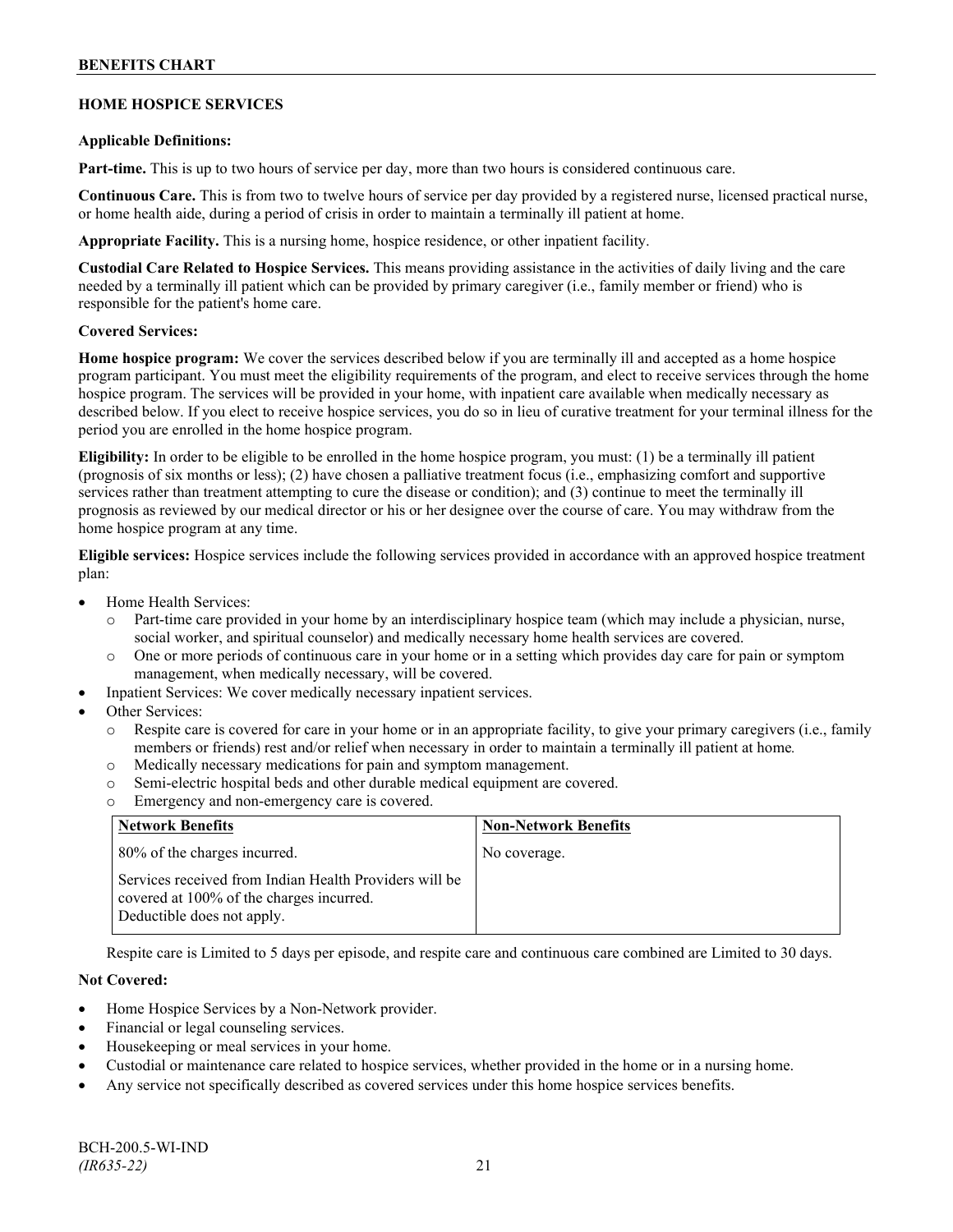**HOME HOSPICE SERVICES**

**Applicable Definitions:**

**Part-time.** This is up to two hours of service per day, more than two hours is considered continuous care.

**Continuous Care.** This is from two to twelve hours of service per day provided by a registered nurse, licensed practical nurse, or home health aide, during a period of crisis in order to maintain a terminally ill patient at home.

**Appropriate Facility.** This is a nursing home, hospice residence, or other inpatient facility.

**Custodial Care Related to Hospice Services.** This means providing assistance in the activities of daily living and the care needed by a terminally ill patient which can be provided by primary caregiver (i.e., family member or friend) who is responsible for the patient's home care.

**Covered Services:**

**Home hospice program:** We cover the services described below if you are terminally ill and accepted as a home hospice program participant. You must meet the eligibility requirements of the program, and elect to receive services through the home hospice program. The services will be provided in your home, with inpatient care available when medically necessary as described below. If you elect to receive hospice services, you do so in lieu of curative treatment for your terminal illness for the period you are enrolled in the home hospice program.

**Eligibility:** In order to be eligible to be enrolled in the home hospice program, you must: (1) be a terminally ill patient (prognosis of six months or less); (2) have chosen a palliative treatment focus (i.e., emphasizing comfort and supportive services rather than treatment attempting to cure the disease or condition); and (3) continue to meet the terminally ill prognosis as reviewed by our medical director or his or her designee over the course of care. You may withdraw from the home hospice program at any time.

**Eligible services:** Hospice services include the following services provided in accordance with an approved hospice treatment plan:

- Home Health Services:
  - Part-time care provided in your home by an interdisciplinary hospice team (which may include a physician, nurse, social worker, and spiritual counselor) and medically necessary home health services are covered.
  - One or more periods of continuous care in your home or in a setting which provides day care for pain or symptom management, when medically necessary, will be covered.
- Inpatient Services: We cover medically necessary inpatient services.
- Other Services:
  - Respite care is covered for care in your home or in an appropriate facility, to give your primary caregivers (i.e., family members or friends) rest and/or relief when necessary in order to maintain a terminally ill patient at home.
  - Medically necessary medications for pain and symptom management.
  - Semi-electric hospital beds and other durable medical equipment are covered.
  - Emergency and non-emergency care is covered.

| Network Benefits | Non-Network Benefits |
|---|---|
| 80% of the charges incurred.<br><br>Services received from Indian Health Providers will be covered at 100% of the charges incurred.<br>Deductible does not apply. | No coverage. |

Respite care is Limited to 5 days per episode, and respite care and continuous care combined are Limited to 30 days.

**Not Covered:**

- Home Hospice Services by a Non-Network provider.
- Financial or legal counseling services.
- Housekeeping or meal services in your home.
- Custodial or maintenance care related to hospice services, whether provided in the home or in a nursing home.
- Any service not specifically described as covered services under this home hospice services benefits.

BCH-200.5-WI-IND
*(IR635-22)*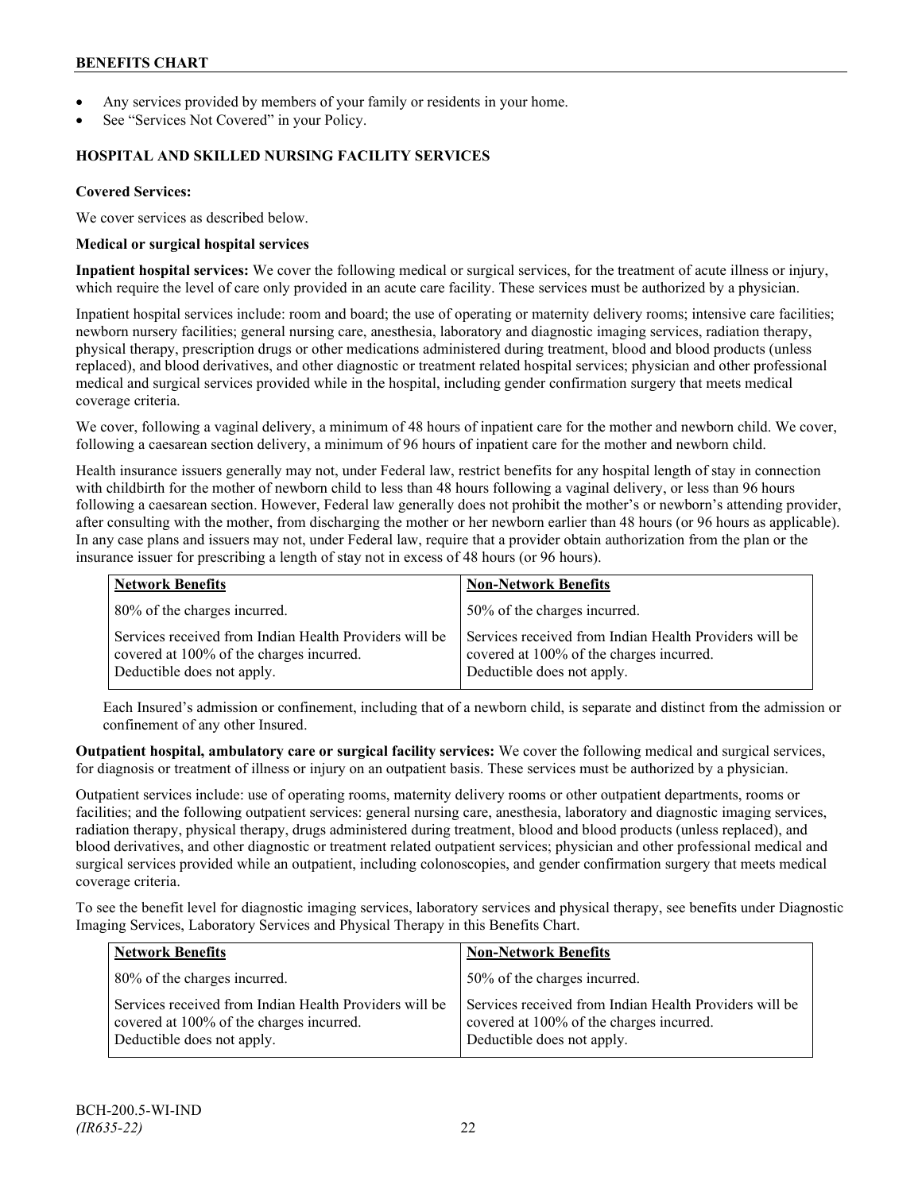- Any services provided by members of your family or residents in your home.
- See "Services Not Covered" in your Policy.

### HOSPITAL AND SKILLED NURSING FACILITY SERVICES

**Covered Services:**

We cover services as described below.

**Medical or surgical hospital services**

**Inpatient hospital services:** We cover the following medical or surgical services, for the treatment of acute illness or injury, which require the level of care only provided in an acute care facility. These services must be authorized by a physician.

Inpatient hospital services include: room and board; the use of operating or maternity delivery rooms; intensive care facilities; newborn nursery facilities; general nursing care, anesthesia, laboratory and diagnostic imaging services, radiation therapy, physical therapy, prescription drugs or other medications administered during treatment, blood and blood products (unless replaced), and blood derivatives, and other diagnostic or treatment related hospital services; physician and other professional medical and surgical services provided while in the hospital, including gender confirmation surgery that meets medical coverage criteria.

We cover, following a vaginal delivery, a minimum of 48 hours of inpatient care for the mother and newborn child. We cover, following a caesarean section delivery, a minimum of 96 hours of inpatient care for the mother and newborn child.

Health insurance issuers generally may not, under Federal law, restrict benefits for any hospital length of stay in connection with childbirth for the mother of newborn child to less than 48 hours following a vaginal delivery, or less than 96 hours following a caesarean section. However, Federal law generally does not prohibit the mother's or newborn's attending provider, after consulting with the mother, from discharging the mother or her newborn earlier than 48 hours (or 96 hours as applicable). In any case plans and issuers may not, under Federal law, require that a provider obtain authorization from the plan or the insurance issuer for prescribing a length of stay not in excess of 48 hours (or 96 hours).

| Network Benefits | Non-Network Benefits |
|---|---|
| 80% of the charges incurred. | 50% of the charges incurred. |
| Services received from Indian Health Providers will be covered at 100% of the charges incurred. Deductible does not apply. | Services received from Indian Health Providers will be covered at 100% of the charges incurred. Deductible does not apply. |

Each Insured's admission or confinement, including that of a newborn child, is separate and distinct from the admission or confinement of any other Insured.

**Outpatient hospital, ambulatory care or surgical facility services:** We cover the following medical and surgical services, for diagnosis or treatment of illness or injury on an outpatient basis. These services must be authorized by a physician.

Outpatient services include: use of operating rooms, maternity delivery rooms or other outpatient departments, rooms or facilities; and the following outpatient services: general nursing care, anesthesia, laboratory and diagnostic imaging services, radiation therapy, physical therapy, drugs administered during treatment, blood and blood products (unless replaced), and blood derivatives, and other diagnostic or treatment related outpatient services; physician and other professional medical and surgical services provided while an outpatient, including colonoscopies, and gender confirmation surgery that meets medical coverage criteria.

To see the benefit level for diagnostic imaging services, laboratory services and physical therapy, see benefits under Diagnostic Imaging Services, Laboratory Services and Physical Therapy in this Benefits Chart.

| Network Benefits | Non-Network Benefits |
|---|---|
| 80% of the charges incurred. | 50% of the charges incurred. |
| Services received from Indian Health Providers will be covered at 100% of the charges incurred. Deductible does not apply. | Services received from Indian Health Providers will be covered at 100% of the charges incurred. Deductible does not apply. |

BCH-200.5-WI-IND
*(IR635-22)*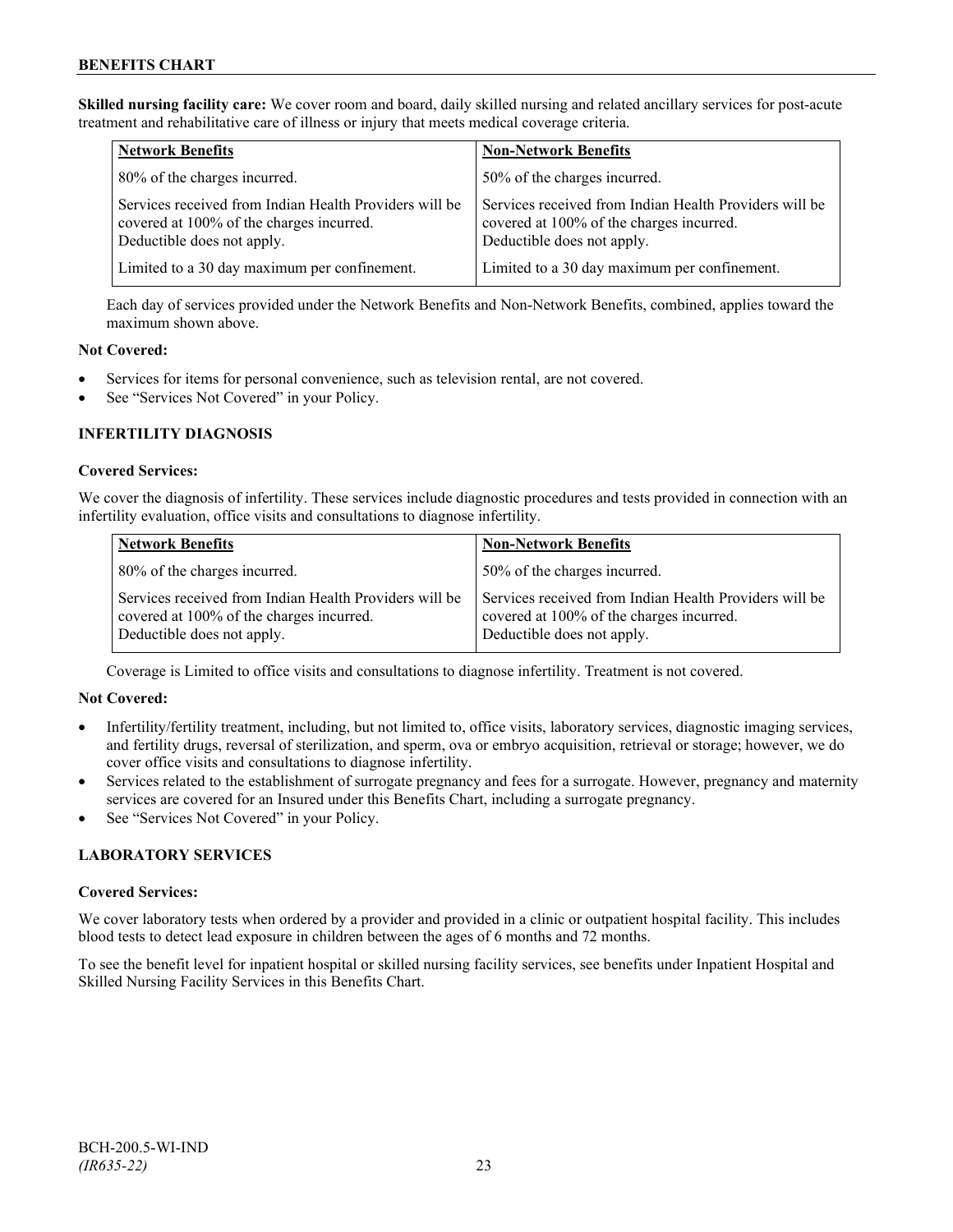**Skilled nursing facility care:** We cover room and board, daily skilled nursing and related ancillary services for post-acute treatment and rehabilitative care of illness or injury that meets medical coverage criteria.

| Network Benefits | Non-Network Benefits |
|---|---|
| 80% of the charges incurred. | 50% of the charges incurred. |
| Services received from Indian Health Providers will be covered at 100% of the charges incurred. Deductible does not apply. | Services received from Indian Health Providers will be covered at 100% of the charges incurred. Deductible does not apply. |
| Limited to a 30 day maximum per confinement. | Limited to a 30 day maximum per confinement. |

Each day of services provided under the Network Benefits and Non-Network Benefits, combined, applies toward the maximum shown above.

**Not Covered:**

- Services for items for personal convenience, such as television rental, are not covered.
- See "Services Not Covered" in your Policy.

### INFERTILITY DIAGNOSIS

**Covered Services:**

We cover the diagnosis of infertility. These services include diagnostic procedures and tests provided in connection with an infertility evaluation, office visits and consultations to diagnose infertility.

| Network Benefits | Non-Network Benefits |
|---|---|
| 80% of the charges incurred. | 50% of the charges incurred. |
| Services received from Indian Health Providers will be covered at 100% of the charges incurred. Deductible does not apply. | Services received from Indian Health Providers will be covered at 100% of the charges incurred. Deductible does not apply. |

Coverage is Limited to office visits and consultations to diagnose infertility. Treatment is not covered.

**Not Covered:**

- Infertility/fertility treatment, including, but not limited to, office visits, laboratory services, diagnostic imaging services, and fertility drugs, reversal of sterilization, and sperm, ova or embryo acquisition, retrieval or storage; however, we do cover office visits and consultations to diagnose infertility.
- Services related to the establishment of surrogate pregnancy and fees for a surrogate. However, pregnancy and maternity services are covered for an Insured under this Benefits Chart, including a surrogate pregnancy.
- See "Services Not Covered" in your Policy.

### LABORATORY SERVICES

**Covered Services:**

We cover laboratory tests when ordered by a provider and provided in a clinic or outpatient hospital facility. This includes blood tests to detect lead exposure in children between the ages of 6 months and 72 months.

To see the benefit level for inpatient hospital or skilled nursing facility services, see benefits under Inpatient Hospital and Skilled Nursing Facility Services in this Benefits Chart.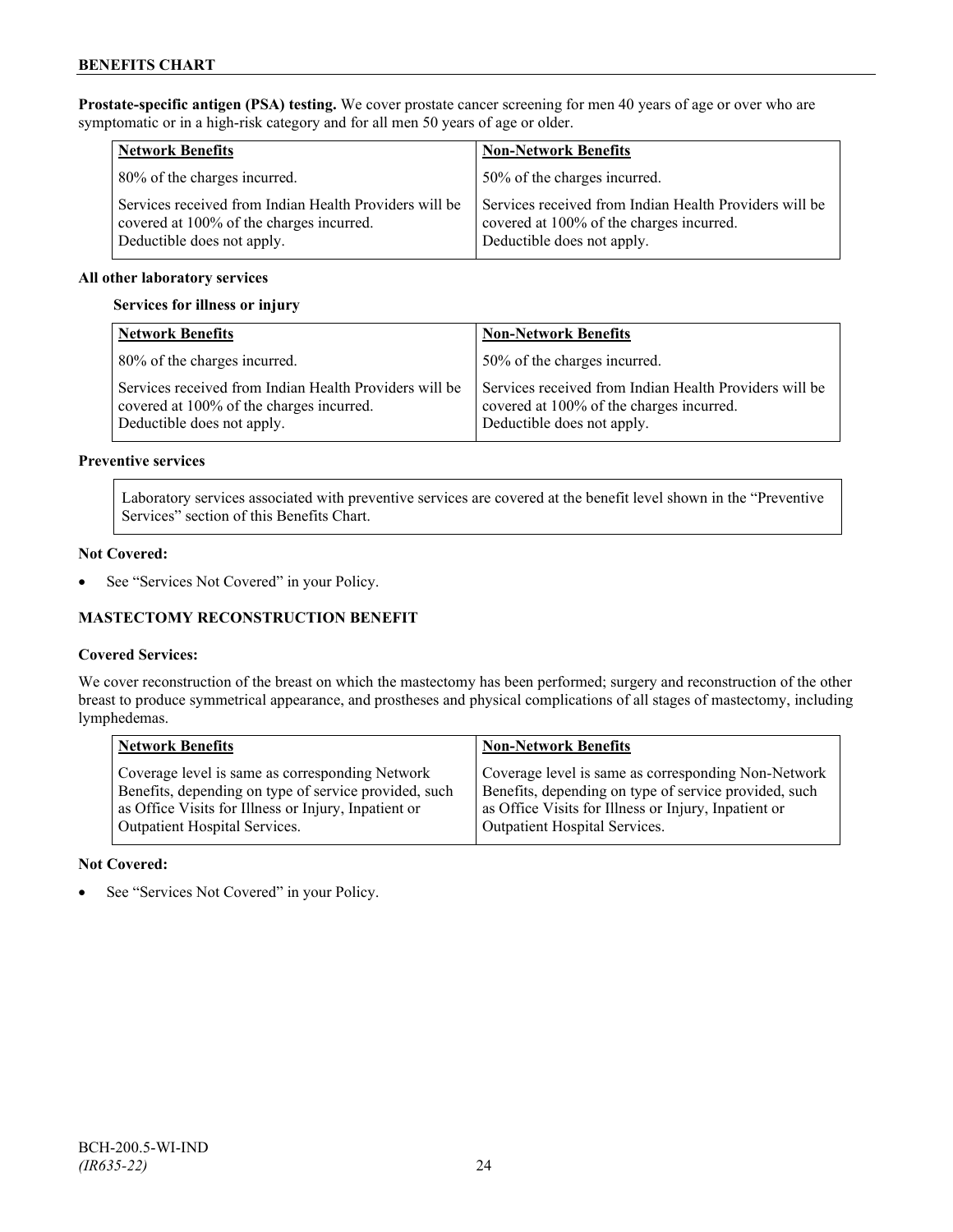**Prostate-specific antigen (PSA) testing.** We cover prostate cancer screening for men 40 years of age or over who are symptomatic or in a high-risk category and for all men 50 years of age or older.

| Network Benefits | Non-Network Benefits |
|---|---|
| 80% of the charges incurred. | 50% of the charges incurred. |
| Services received from Indian Health Providers will be covered at 100% of the charges incurred. Deductible does not apply. | Services received from Indian Health Providers will be covered at 100% of the charges incurred. Deductible does not apply. |

**All other laboratory services**

**Services for illness or injury**

| Network Benefits | Non-Network Benefits |
|---|---|
| 80% of the charges incurred. | 50% of the charges incurred. |
| Services received from Indian Health Providers will be covered at 100% of the charges incurred. Deductible does not apply. | Services received from Indian Health Providers will be covered at 100% of the charges incurred. Deductible does not apply. |

**Preventive services**

Laboratory services associated with preventive services are covered at the benefit level shown in the "Preventive Services" section of this Benefits Chart.

**Not Covered:**

- See "Services Not Covered" in your Policy.

## MASTECTOMY RECONSTRUCTION BENEFIT

**Covered Services:**

We cover reconstruction of the breast on which the mastectomy has been performed; surgery and reconstruction of the other breast to produce symmetrical appearance, and prostheses and physical complications of all stages of mastectomy, including lymphedemas.

| Network Benefits | Non-Network Benefits |
|---|---|
| Coverage level is same as corresponding Network Benefits, depending on type of service provided, such as Office Visits for Illness or Injury, Inpatient or Outpatient Hospital Services. | Coverage level is same as corresponding Non-Network Benefits, depending on type of service provided, such as Office Visits for Illness or Injury, Inpatient or Outpatient Hospital Services. |

**Not Covered:**

- See "Services Not Covered" in your Policy.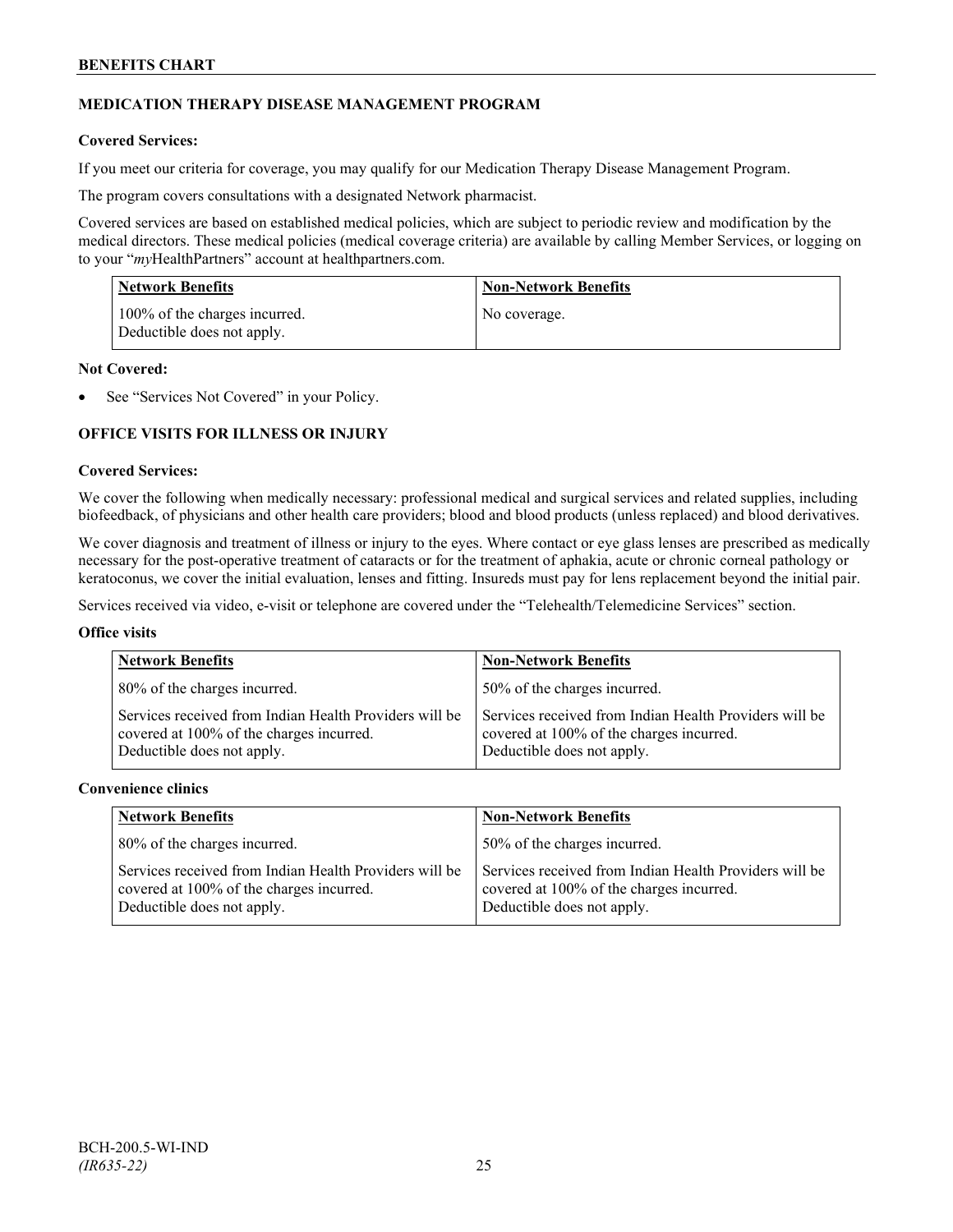## MEDICATION THERAPY DISEASE MANAGEMENT PROGRAM

**Covered Services:**

If you meet our criteria for coverage, you may qualify for our Medication Therapy Disease Management Program.

The program covers consultations with a designated Network pharmacist.

Covered services are based on established medical policies, which are subject to periodic review and modification by the medical directors. These medical policies (medical coverage criteria) are available by calling Member Services, or logging on to your "*my*HealthPartners" account at healthpartners.com.

| Network Benefits | Non-Network Benefits |
|---|---|
| 100% of the charges incurred.<br>Deductible does not apply. | No coverage. |

**Not Covered:**

- See "Services Not Covered" in your Policy.

## OFFICE VISITS FOR ILLNESS OR INJURY

**Covered Services:**

We cover the following when medically necessary: professional medical and surgical services and related supplies, including biofeedback, of physicians and other health care providers; blood and blood products (unless replaced) and blood derivatives.

We cover diagnosis and treatment of illness or injury to the eyes. Where contact or eye glass lenses are prescribed as medically necessary for the post-operative treatment of cataracts or for the treatment of aphakia, acute or chronic corneal pathology or keratoconus, we cover the initial evaluation, lenses and fitting. Insureds must pay for lens replacement beyond the initial pair.

Services received via video, e-visit or telephone are covered under the "Telehealth/Telemedicine Services" section.

**Office visits**

| Network Benefits | Non-Network Benefits |
|---|---|
| 80% of the charges incurred. | 50% of the charges incurred. |
| Services received from Indian Health Providers will be covered at 100% of the charges incurred.<br>Deductible does not apply. | Services received from Indian Health Providers will be covered at 100% of the charges incurred.<br>Deductible does not apply. |

**Convenience clinics**

| Network Benefits | Non-Network Benefits |
|---|---|
| 80% of the charges incurred. | 50% of the charges incurred. |
| Services received from Indian Health Providers will be covered at 100% of the charges incurred.<br>Deductible does not apply. | Services received from Indian Health Providers will be covered at 100% of the charges incurred.<br>Deductible does not apply. |

BCH-200.5-WI-IND
*(IR635-22)*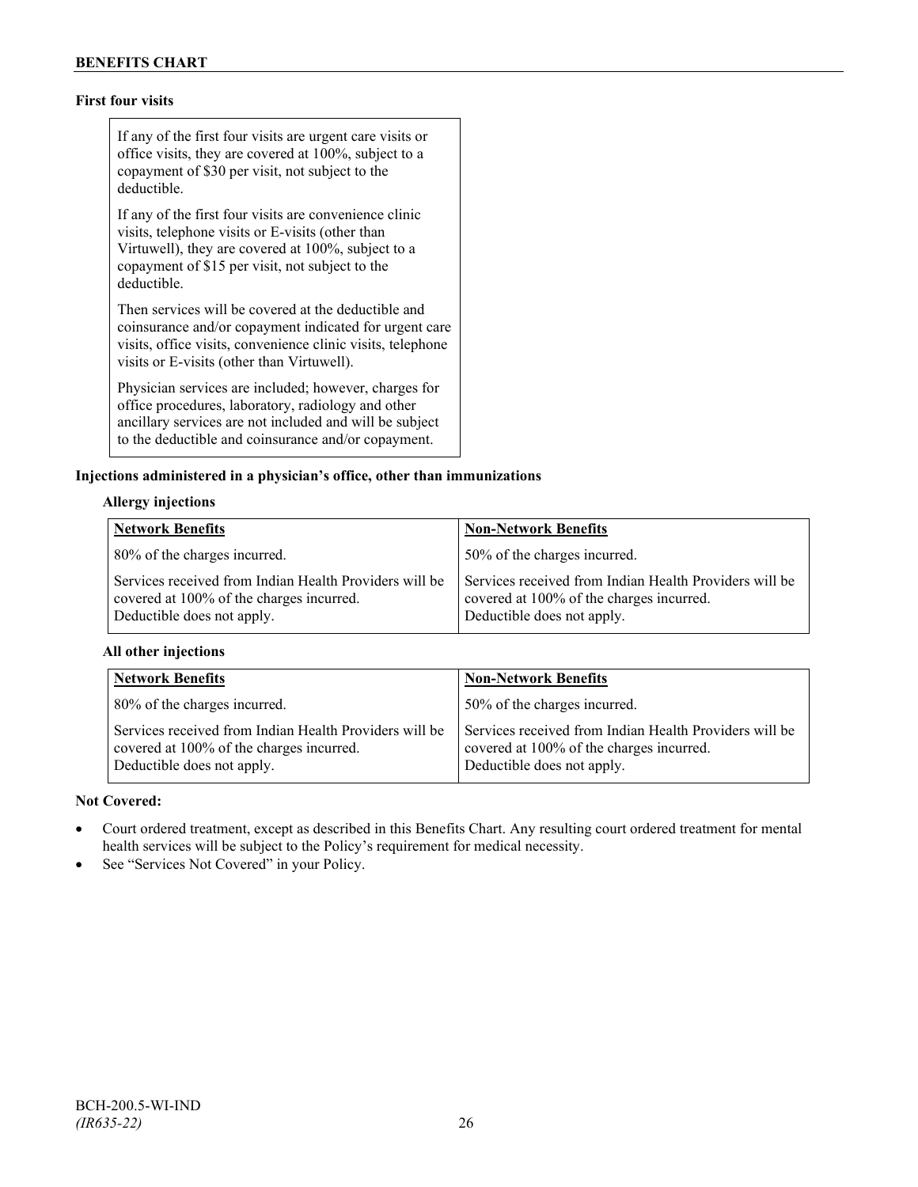**First four visits**

If any of the first four visits are urgent care visits or office visits, they are covered at 100%, subject to a copayment of $30 per visit, not subject to the deductible.

If any of the first four visits are convenience clinic visits, telephone visits or E-visits (other than Virtuwell), they are covered at 100%, subject to a copayment of $15 per visit, not subject to the deductible.

Then services will be covered at the deductible and coinsurance and/or copayment indicated for urgent care visits, office visits, convenience clinic visits, telephone visits or E-visits (other than Virtuwell).

Physician services are included; however, charges for office procedures, laboratory, radiology and other ancillary services are not included and will be subject to the deductible and coinsurance and/or copayment.

**Injections administered in a physician's office, other than immunizations**

**Allergy injections**

| Network Benefits | Non-Network Benefits |
|---|---|
| 80% of the charges incurred. | 50% of the charges incurred. |
| Services received from Indian Health Providers will be covered at 100% of the charges incurred. Deductible does not apply. | Services received from Indian Health Providers will be covered at 100% of the charges incurred. Deductible does not apply. |

**All other injections**

| Network Benefits | Non-Network Benefits |
|---|---|
| 80% of the charges incurred. | 50% of the charges incurred. |
| Services received from Indian Health Providers will be covered at 100% of the charges incurred. Deductible does not apply. | Services received from Indian Health Providers will be covered at 100% of the charges incurred. Deductible does not apply. |

**Not Covered:**

- Court ordered treatment, except as described in this Benefits Chart. Any resulting court ordered treatment for mental health services will be subject to the Policy's requirement for medical necessity.
- See "Services Not Covered" in your Policy.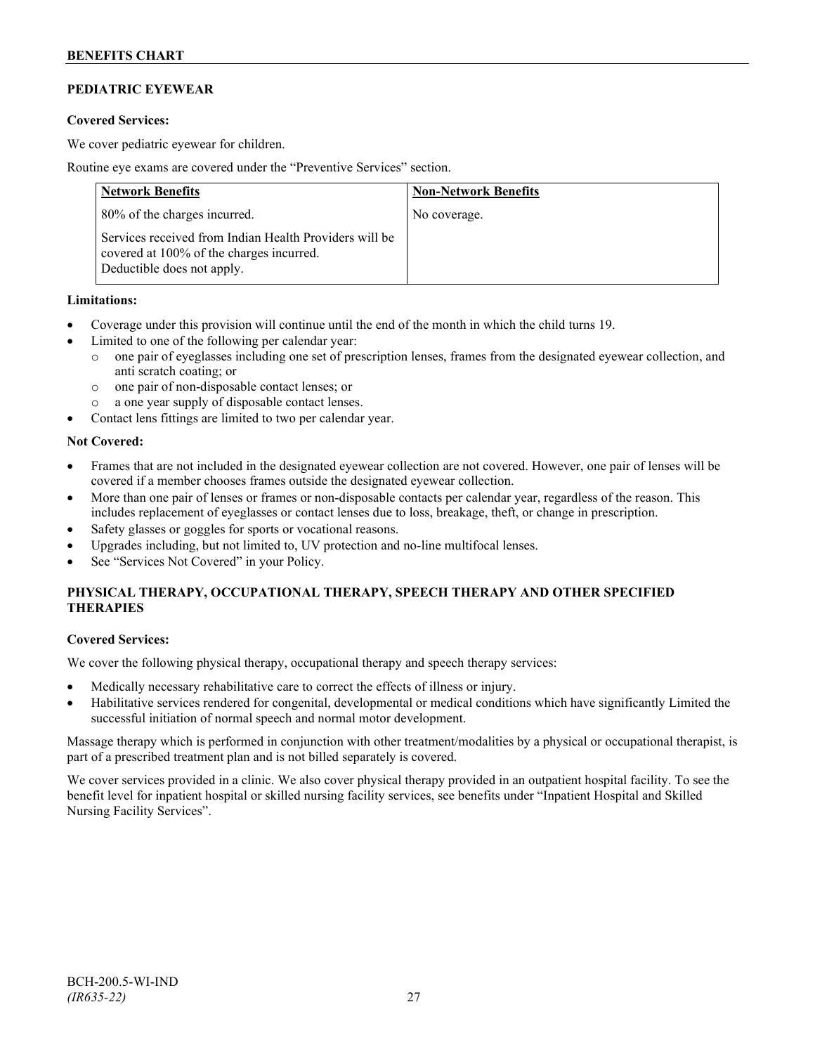## PEDIATRIC EYEWEAR

**Covered Services:**

We cover pediatric eyewear for children.

Routine eye exams are covered under the "Preventive Services" section.

| Network Benefits | Non-Network Benefits |
|---|---|
| 80% of the charges incurred.<br><br>Services received from Indian Health Providers will be covered at 100% of the charges incurred. Deductible does not apply. | No coverage. |

**Limitations:**

- Coverage under this provision will continue until the end of the month in which the child turns 19.
- Limited to one of the following per calendar year:
  - one pair of eyeglasses including one set of prescription lenses, frames from the designated eyewear collection, and anti scratch coating; or
  - one pair of non-disposable contact lenses; or
  - a one year supply of disposable contact lenses.
- Contact lens fittings are limited to two per calendar year.

**Not Covered:**

- Frames that are not included in the designated eyewear collection are not covered. However, one pair of lenses will be covered if a member chooses frames outside the designated eyewear collection.
- More than one pair of lenses or frames or non-disposable contacts per calendar year, regardless of the reason. This includes replacement of eyeglasses or contact lenses due to loss, breakage, theft, or change in prescription.
- Safety glasses or goggles for sports or vocational reasons.
- Upgrades including, but not limited to, UV protection and no-line multifocal lenses.
- See "Services Not Covered" in your Policy.

## PHYSICAL THERAPY, OCCUPATIONAL THERAPY, SPEECH THERAPY AND OTHER SPECIFIED THERAPIES

**Covered Services:**

We cover the following physical therapy, occupational therapy and speech therapy services:

- Medically necessary rehabilitative care to correct the effects of illness or injury.
- Habilitative services rendered for congenital, developmental or medical conditions which have significantly Limited the successful initiation of normal speech and normal motor development.

Massage therapy which is performed in conjunction with other treatment/modalities by a physical or occupational therapist, is part of a prescribed treatment plan and is not billed separately is covered.

We cover services provided in a clinic. We also cover physical therapy provided in an outpatient hospital facility. To see the benefit level for inpatient hospital or skilled nursing facility services, see benefits under "Inpatient Hospital and Skilled Nursing Facility Services".

BCH-200.5-WI-IND
*(IR635-22)*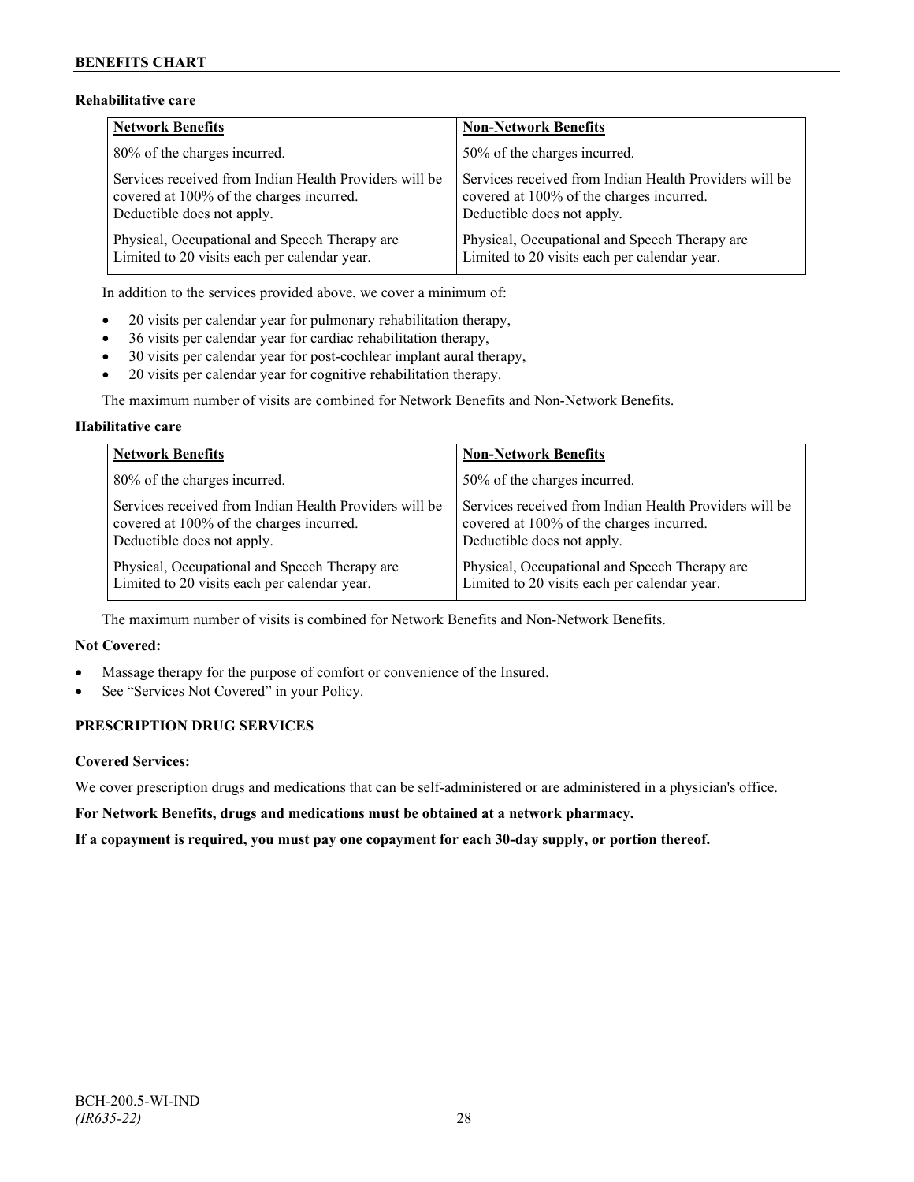**Rehabilitative care**

| Network Benefits | Non-Network Benefits |
| --- | --- |
| 80% of the charges incurred. | 50% of the charges incurred. |
| Services received from Indian Health Providers will be covered at 100% of the charges incurred. Deductible does not apply. | Services received from Indian Health Providers will be covered at 100% of the charges incurred. Deductible does not apply. |
| Physical, Occupational and Speech Therapy are Limited to 20 visits each per calendar year. | Physical, Occupational and Speech Therapy are Limited to 20 visits each per calendar year. |

In addition to the services provided above, we cover a minimum of:

- 20 visits per calendar year for pulmonary rehabilitation therapy,
- 36 visits per calendar year for cardiac rehabilitation therapy,
- 30 visits per calendar year for post-cochlear implant aural therapy,
- 20 visits per calendar year for cognitive rehabilitation therapy.

The maximum number of visits are combined for Network Benefits and Non-Network Benefits.

**Habilitative care**

| Network Benefits | Non-Network Benefits |
| --- | --- |
| 80% of the charges incurred. | 50% of the charges incurred. |
| Services received from Indian Health Providers will be covered at 100% of the charges incurred. Deductible does not apply. | Services received from Indian Health Providers will be covered at 100% of the charges incurred. Deductible does not apply. |
| Physical, Occupational and Speech Therapy are Limited to 20 visits each per calendar year. | Physical, Occupational and Speech Therapy are Limited to 20 visits each per calendar year. |

The maximum number of visits is combined for Network Benefits and Non-Network Benefits.

**Not Covered:**

- Massage therapy for the purpose of comfort or convenience of the Insured.
- See "Services Not Covered" in your Policy.

**PRESCRIPTION DRUG SERVICES**

**Covered Services:**

We cover prescription drugs and medications that can be self-administered or are administered in a physician's office.

**For Network Benefits, drugs and medications must be obtained at a network pharmacy.**

**If a copayment is required, you must pay one copayment for each 30-day supply, or portion thereof.**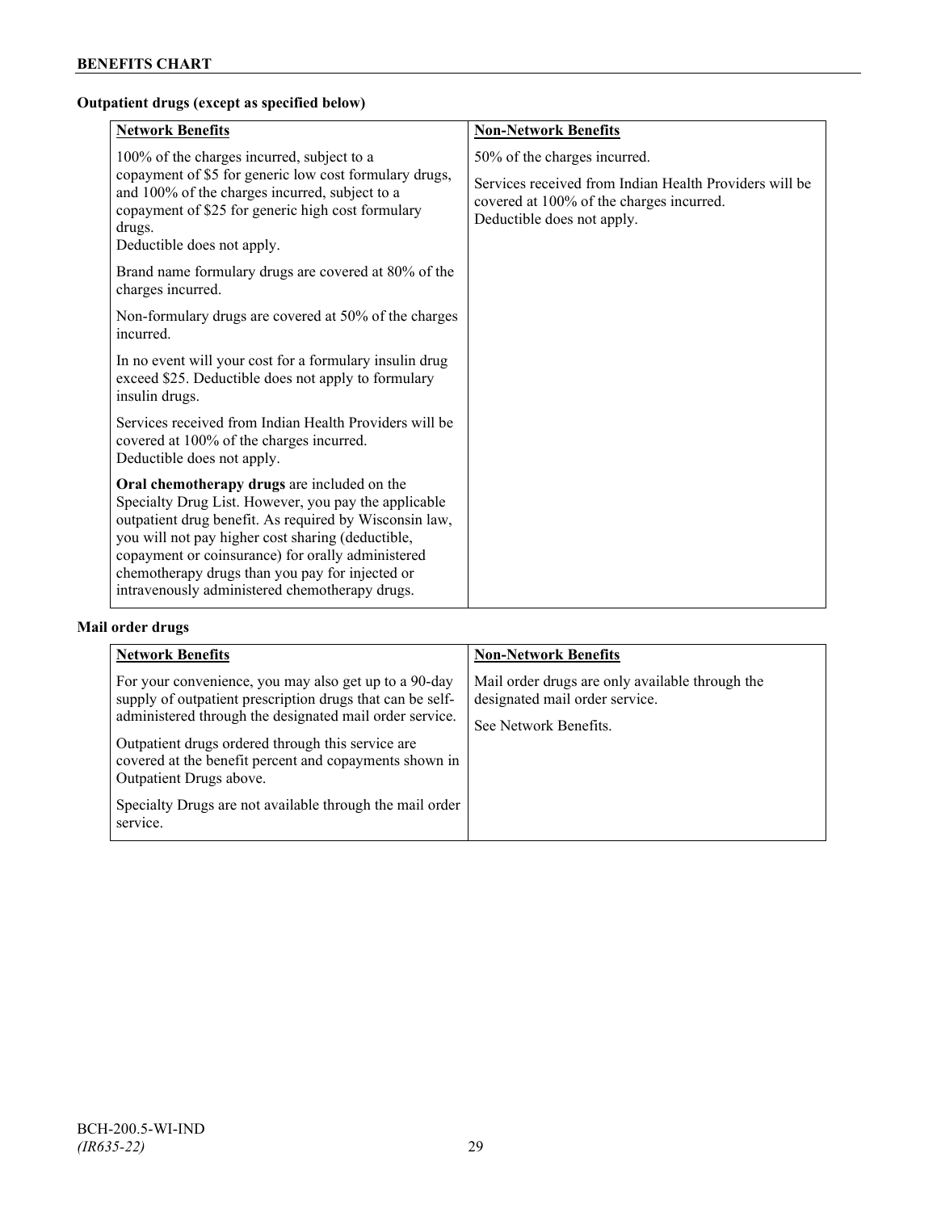**Outpatient drugs (except as specified below)**

| Network Benefits | Non-Network Benefits |
|---|---|
| 100% of the charges incurred, subject to a copayment of $5 for generic low cost formulary drugs, and 100% of the charges incurred, subject to a copayment of $25 for generic high cost formulary drugs.<br>Deductible does not apply.<br><br>Brand name formulary drugs are covered at 80% of the charges incurred.<br><br>Non-formulary drugs are covered at 50% of the charges incurred.<br><br>In no event will your cost for a formulary insulin drug exceed $25. Deductible does not apply to formulary insulin drugs.<br><br>Services received from Indian Health Providers will be covered at 100% of the charges incurred.<br>Deductible does not apply.<br><br>**Oral chemotherapy drugs** are included on the Specialty Drug List. However, you pay the applicable outpatient drug benefit. As required by Wisconsin law, you will not pay higher cost sharing (deductible, copayment or coinsurance) for orally administered chemotherapy drugs than you pay for injected or intravenously administered chemotherapy drugs. | 50% of the charges incurred.<br><br>Services received from Indian Health Providers will be covered at 100% of the charges incurred.<br>Deductible does not apply. |

**Mail order drugs**

| Network Benefits | Non-Network Benefits |
|---|---|
| For your convenience, you may also get up to a 90-day supply of outpatient prescription drugs that can be self-administered through the designated mail order service.<br><br>Outpatient drugs ordered through this service are covered at the benefit percent and copayments shown in Outpatient Drugs above.<br><br>Specialty Drugs are not available through the mail order service. | Mail order drugs are only available through the designated mail order service.<br><br>See Network Benefits. |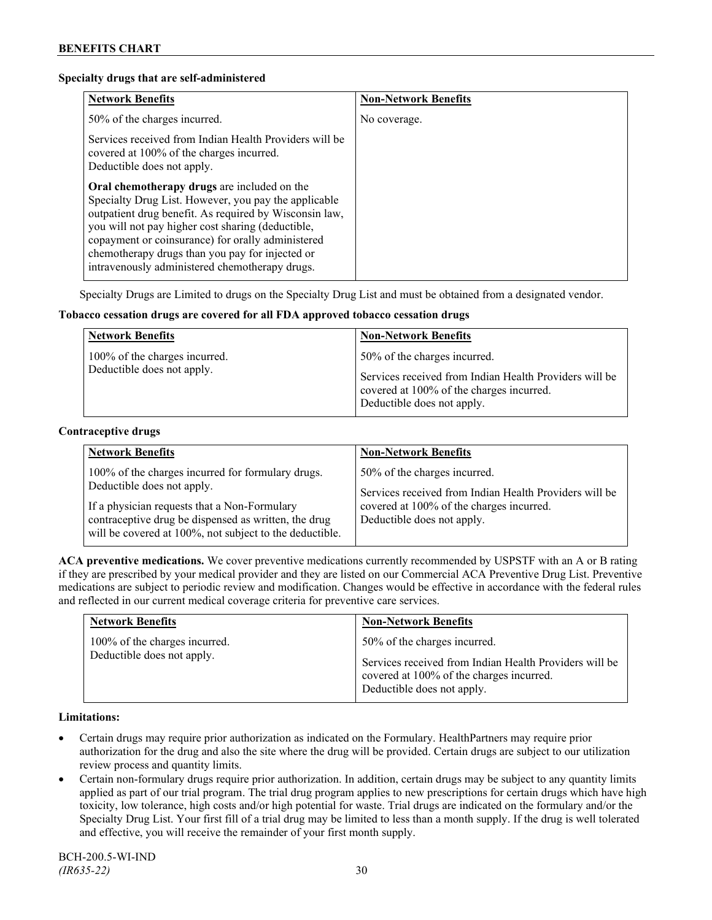**Specialty drugs that are self-administered**

| Network Benefits | Non-Network Benefits |
|---|---|
| 50% of the charges incurred.<br><br>Services received from Indian Health Providers will be covered at 100% of the charges incurred. Deductible does not apply.<br><br>**Oral chemotherapy drugs** are included on the Specialty Drug List. However, you pay the applicable outpatient drug benefit. As required by Wisconsin law, you will not pay higher cost sharing (deductible, copayment or coinsurance) for orally administered chemotherapy drugs than you pay for injected or intravenously administered chemotherapy drugs. | No coverage. |

Specialty Drugs are Limited to drugs on the Specialty Drug List and must be obtained from a designated vendor.

**Tobacco cessation drugs are covered for all FDA approved tobacco cessation drugs**

| Network Benefits | Non-Network Benefits |
|---|---|
| 100% of the charges incurred. Deductible does not apply. | 50% of the charges incurred.<br><br>Services received from Indian Health Providers will be covered at 100% of the charges incurred. Deductible does not apply. |

**Contraceptive drugs**

| Network Benefits | Non-Network Benefits |
|---|---|
| 100% of the charges incurred for formulary drugs. Deductible does not apply.<br><br>If a physician requests that a Non-Formulary contraceptive drug be dispensed as written, the drug will be covered at 100%, not subject to the deductible. | 50% of the charges incurred.<br><br>Services received from Indian Health Providers will be covered at 100% of the charges incurred. Deductible does not apply. |

**ACA preventive medications.** We cover preventive medications currently recommended by USPSTF with an A or B rating if they are prescribed by your medical provider and they are listed on our Commercial ACA Preventive Drug List. Preventive medications are subject to periodic review and modification. Changes would be effective in accordance with the federal rules and reflected in our current medical coverage criteria for preventive care services.

| Network Benefits | Non-Network Benefits |
|---|---|
| 100% of the charges incurred. Deductible does not apply. | 50% of the charges incurred.<br><br>Services received from Indian Health Providers will be covered at 100% of the charges incurred. Deductible does not apply. |

**Limitations:**

- Certain drugs may require prior authorization as indicated on the Formulary. HealthPartners may require prior authorization for the drug and also the site where the drug will be provided. Certain drugs are subject to our utilization review process and quantity limits.
- Certain non-formulary drugs require prior authorization. In addition, certain drugs may be subject to any quantity limits applied as part of our trial program. The trial drug program applies to new prescriptions for certain drugs which have high toxicity, low tolerance, high costs and/or high potential for waste. Trial drugs are indicated on the formulary and/or the Specialty Drug List. Your first fill of a trial drug may be limited to less than a month supply. If the drug is well tolerated and effective, you will receive the remainder of your first month supply.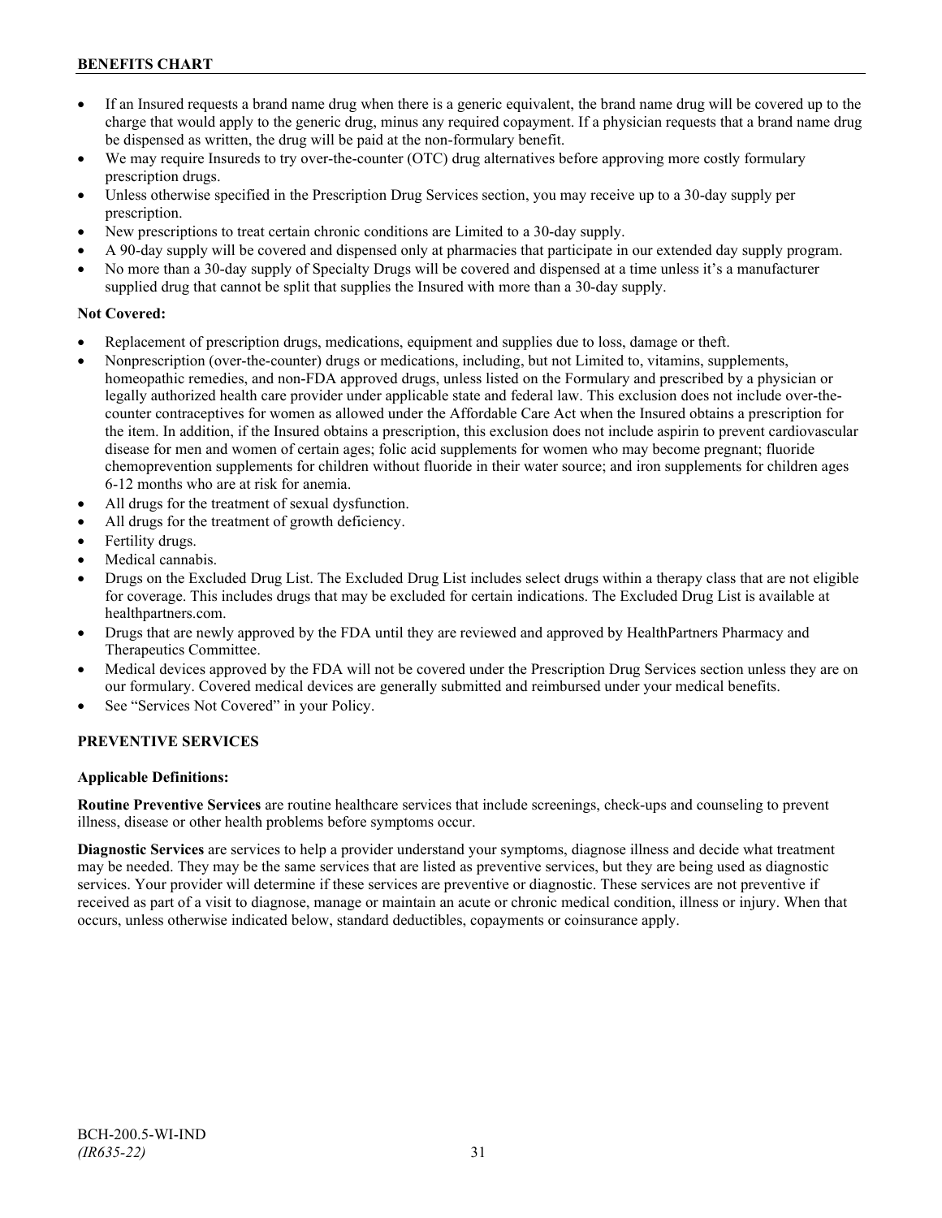- If an Insured requests a brand name drug when there is a generic equivalent, the brand name drug will be covered up to the charge that would apply to the generic drug, minus any required copayment. If a physician requests that a brand name drug be dispensed as written, the drug will be paid at the non-formulary benefit.
- We may require Insureds to try over-the-counter (OTC) drug alternatives before approving more costly formulary prescription drugs.
- Unless otherwise specified in the Prescription Drug Services section, you may receive up to a 30-day supply per prescription.
- New prescriptions to treat certain chronic conditions are Limited to a 30-day supply.
- A 90-day supply will be covered and dispensed only at pharmacies that participate in our extended day supply program.
- No more than a 30-day supply of Specialty Drugs will be covered and dispensed at a time unless it's a manufacturer supplied drug that cannot be split that supplies the Insured with more than a 30-day supply.

**Not Covered:**

- Replacement of prescription drugs, medications, equipment and supplies due to loss, damage or theft.
- Nonprescription (over-the-counter) drugs or medications, including, but not Limited to, vitamins, supplements, homeopathic remedies, and non-FDA approved drugs, unless listed on the Formulary and prescribed by a physician or legally authorized health care provider under applicable state and federal law. This exclusion does not include over-the-counter contraceptives for women as allowed under the Affordable Care Act when the Insured obtains a prescription for the item. In addition, if the Insured obtains a prescription, this exclusion does not include aspirin to prevent cardiovascular disease for men and women of certain ages; folic acid supplements for women who may become pregnant; fluoride chemoprevention supplements for children without fluoride in their water source; and iron supplements for children ages 6-12 months who are at risk for anemia.
- All drugs for the treatment of sexual dysfunction.
- All drugs for the treatment of growth deficiency.
- Fertility drugs.
- Medical cannabis.
- Drugs on the Excluded Drug List. The Excluded Drug List includes select drugs within a therapy class that are not eligible for coverage. This includes drugs that may be excluded for certain indications. The Excluded Drug List is available at healthpartners.com.
- Drugs that are newly approved by the FDA until they are reviewed and approved by HealthPartners Pharmacy and Therapeutics Committee.
- Medical devices approved by the FDA will not be covered under the Prescription Drug Services section unless they are on our formulary. Covered medical devices are generally submitted and reimbursed under your medical benefits.
- See "Services Not Covered" in your Policy.

## PREVENTIVE SERVICES

**Applicable Definitions:**

**Routine Preventive Services** are routine healthcare services that include screenings, check-ups and counseling to prevent illness, disease or other health problems before symptoms occur.

**Diagnostic Services** are services to help a provider understand your symptoms, diagnose illness and decide what treatment may be needed. They may be the same services that are listed as preventive services, but they are being used as diagnostic services. Your provider will determine if these services are preventive or diagnostic. These services are not preventive if received as part of a visit to diagnose, manage or maintain an acute or chronic medical condition, illness or injury. When that occurs, unless otherwise indicated below, standard deductibles, copayments or coinsurance apply.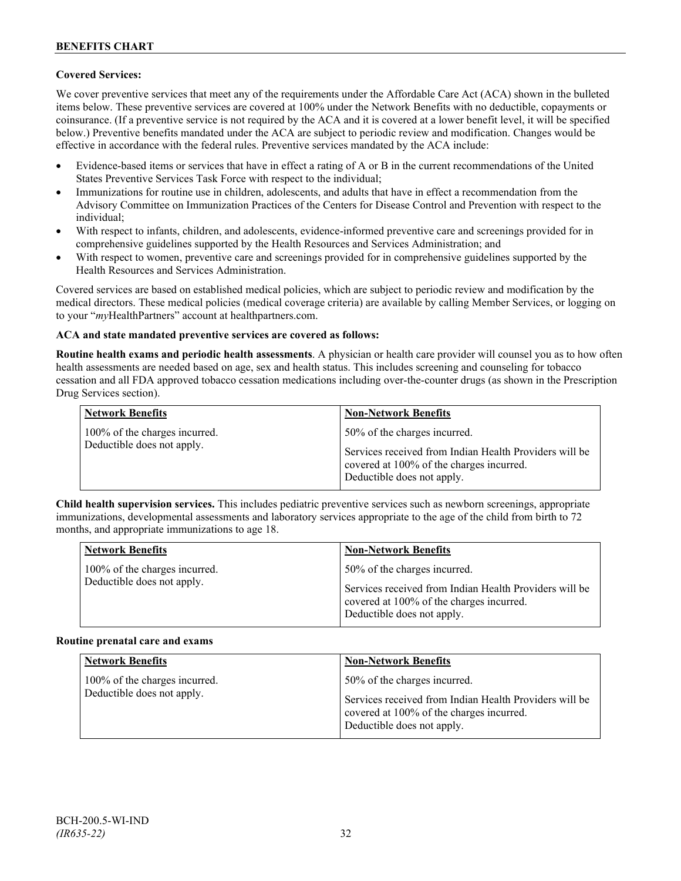**Covered Services:**

We cover preventive services that meet any of the requirements under the Affordable Care Act (ACA) shown in the bulleted items below. These preventive services are covered at 100% under the Network Benefits with no deductible, copayments or coinsurance. (If a preventive service is not required by the ACA and it is covered at a lower benefit level, it will be specified below.) Preventive benefits mandated under the ACA are subject to periodic review and modification. Changes would be effective in accordance with the federal rules. Preventive services mandated by the ACA include:

- Evidence-based items or services that have in effect a rating of A or B in the current recommendations of the United States Preventive Services Task Force with respect to the individual;
- Immunizations for routine use in children, adolescents, and adults that have in effect a recommendation from the Advisory Committee on Immunization Practices of the Centers for Disease Control and Prevention with respect to the individual;
- With respect to infants, children, and adolescents, evidence-informed preventive care and screenings provided for in comprehensive guidelines supported by the Health Resources and Services Administration; and
- With respect to women, preventive care and screenings provided for in comprehensive guidelines supported by the Health Resources and Services Administration.

Covered services are based on established medical policies, which are subject to periodic review and modification by the medical directors. These medical policies (medical coverage criteria) are available by calling Member Services, or logging on to your "*my*HealthPartners" account at healthpartners.com.

**ACA and state mandated preventive services are covered as follows:**

**Routine health exams and periodic health assessments**. A physician or health care provider will counsel you as to how often health assessments are needed based on age, sex and health status. This includes screening and counseling for tobacco cessation and all FDA approved tobacco cessation medications including over-the-counter drugs (as shown in the Prescription Drug Services section).

| Network Benefits | Non-Network Benefits |
| --- | --- |
| 100% of the charges incurred.<br>Deductible does not apply. | 50% of the charges incurred.<br><br>Services received from Indian Health Providers will be covered at 100% of the charges incurred.<br>Deductible does not apply. |

**Child health supervision services.** This includes pediatric preventive services such as newborn screenings, appropriate immunizations, developmental assessments and laboratory services appropriate to the age of the child from birth to 72 months, and appropriate immunizations to age 18.

| Network Benefits | Non-Network Benefits |
| --- | --- |
| 100% of the charges incurred.<br>Deductible does not apply. | 50% of the charges incurred.<br><br>Services received from Indian Health Providers will be covered at 100% of the charges incurred.<br>Deductible does not apply. |

**Routine prenatal care and exams**

| Network Benefits | Non-Network Benefits |
| --- | --- |
| 100% of the charges incurred.<br>Deductible does not apply. | 50% of the charges incurred.<br><br>Services received from Indian Health Providers will be covered at 100% of the charges incurred.<br>Deductible does not apply. |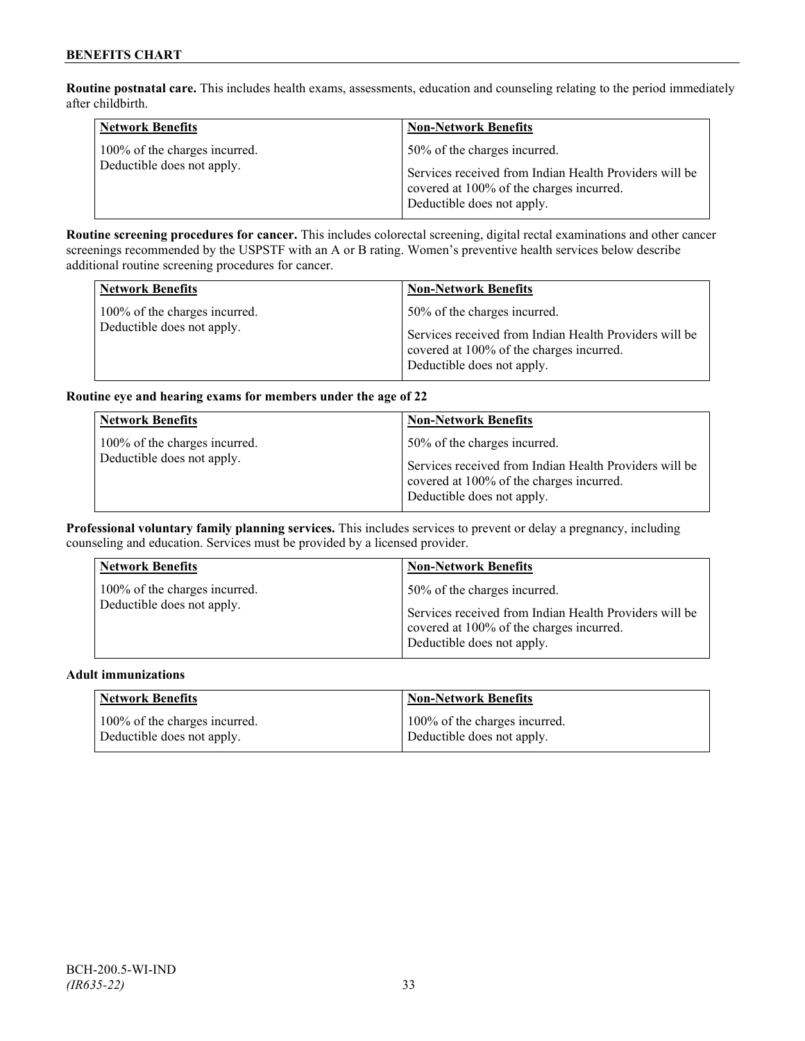**Routine postnatal care.** This includes health exams, assessments, education and counseling relating to the period immediately after childbirth.

| Network Benefits | Non-Network Benefits |
|---|---|
| 100% of the charges incurred. Deductible does not apply. | 50% of the charges incurred. Services received from Indian Health Providers will be covered at 100% of the charges incurred. Deductible does not apply. |

**Routine screening procedures for cancer.** This includes colorectal screening, digital rectal examinations and other cancer screenings recommended by the USPSTF with an A or B rating. Women's preventive health services below describe additional routine screening procedures for cancer.

| Network Benefits | Non-Network Benefits |
|---|---|
| 100% of the charges incurred. Deductible does not apply. | 50% of the charges incurred. Services received from Indian Health Providers will be covered at 100% of the charges incurred. Deductible does not apply. |

**Routine eye and hearing exams for members under the age of 22**

| Network Benefits | Non-Network Benefits |
|---|---|
| 100% of the charges incurred. Deductible does not apply. | 50% of the charges incurred. Services received from Indian Health Providers will be covered at 100% of the charges incurred. Deductible does not apply. |

**Professional voluntary family planning services.** This includes services to prevent or delay a pregnancy, including counseling and education. Services must be provided by a licensed provider.

| Network Benefits | Non-Network Benefits |
|---|---|
| 100% of the charges incurred. Deductible does not apply. | 50% of the charges incurred. Services received from Indian Health Providers will be covered at 100% of the charges incurred. Deductible does not apply. |

**Adult immunizations**

| Network Benefits | Non-Network Benefits |
|---|---|
| 100% of the charges incurred. Deductible does not apply. | 100% of the charges incurred. Deductible does not apply. |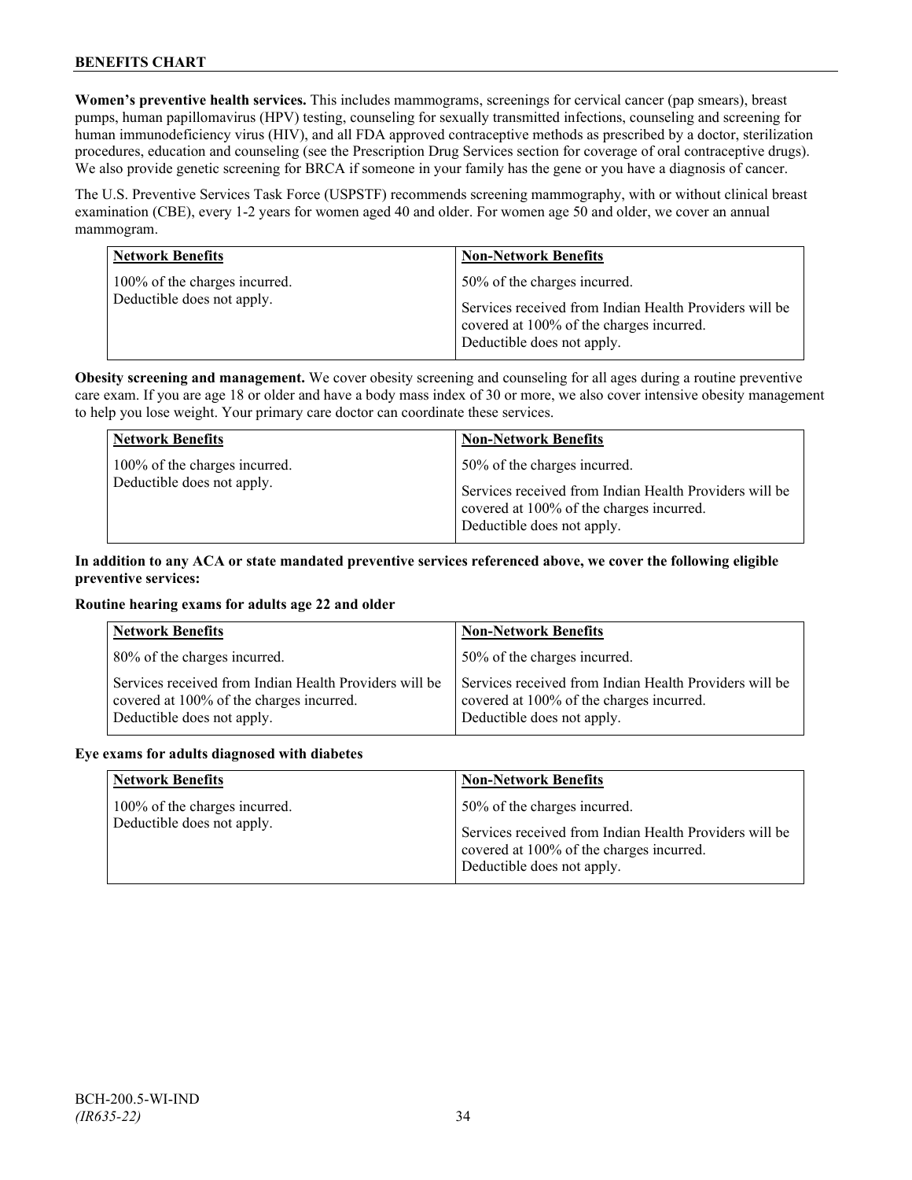**Women's preventive health services.** This includes mammograms, screenings for cervical cancer (pap smears), breast pumps, human papillomavirus (HPV) testing, counseling for sexually transmitted infections, counseling and screening for human immunodeficiency virus (HIV), and all FDA approved contraceptive methods as prescribed by a doctor, sterilization procedures, education and counseling (see the Prescription Drug Services section for coverage of oral contraceptive drugs). We also provide genetic screening for BRCA if someone in your family has the gene or you have a diagnosis of cancer.

The U.S. Preventive Services Task Force (USPSTF) recommends screening mammography, with or without clinical breast examination (CBE), every 1-2 years for women aged 40 and older. For women age 50 and older, we cover an annual mammogram.

| Network Benefits | Non-Network Benefits |
|---|---|
| 100% of the charges incurred.<br>Deductible does not apply. | 50% of the charges incurred.<br><br>Services received from Indian Health Providers will be covered at 100% of the charges incurred.<br>Deductible does not apply. |

**Obesity screening and management.** We cover obesity screening and counseling for all ages during a routine preventive care exam. If you are age 18 or older and have a body mass index of 30 or more, we also cover intensive obesity management to help you lose weight. Your primary care doctor can coordinate these services.

| Network Benefits | Non-Network Benefits |
|---|---|
| 100% of the charges incurred.<br>Deductible does not apply. | 50% of the charges incurred.<br><br>Services received from Indian Health Providers will be covered at 100% of the charges incurred.<br>Deductible does not apply. |

**In addition to any ACA or state mandated preventive services referenced above, we cover the following eligible preventive services:**

**Routine hearing exams for adults age 22 and older**

| Network Benefits | Non-Network Benefits |
|---|---|
| 80% of the charges incurred. | 50% of the charges incurred. |
| Services received from Indian Health Providers will be covered at 100% of the charges incurred.<br>Deductible does not apply. | Services received from Indian Health Providers will be covered at 100% of the charges incurred.<br>Deductible does not apply. |

**Eye exams for adults diagnosed with diabetes**

| Network Benefits | Non-Network Benefits |
|---|---|
| 100% of the charges incurred.<br>Deductible does not apply. | 50% of the charges incurred.<br><br>Services received from Indian Health Providers will be covered at 100% of the charges incurred.<br>Deductible does not apply. |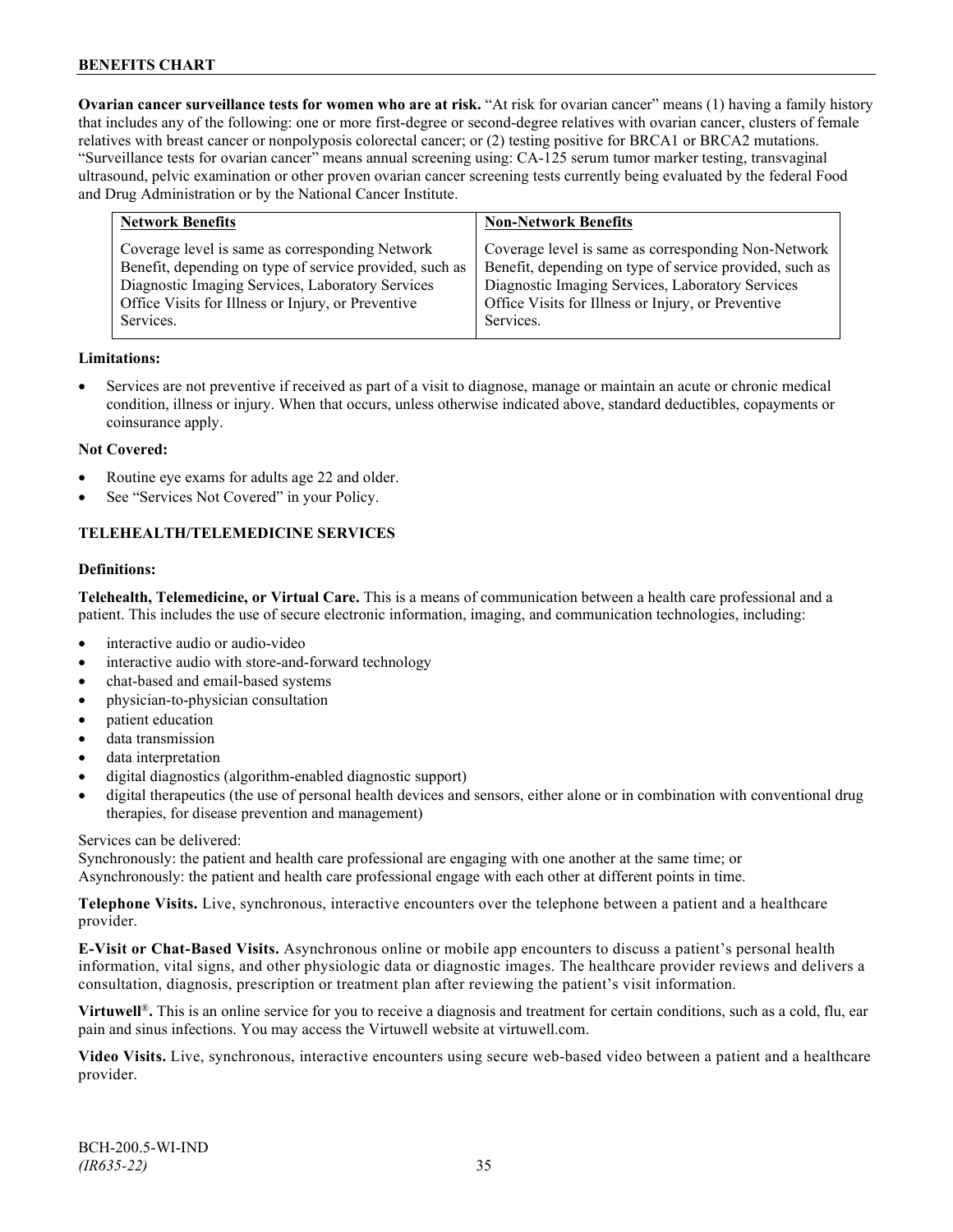**Ovarian cancer surveillance tests for women who are at risk.** "At risk for ovarian cancer" means (1) having a family history that includes any of the following: one or more first-degree or second-degree relatives with ovarian cancer, clusters of female relatives with breast cancer or nonpolyposis colorectal cancer; or (2) testing positive for BRCA1 or BRCA2 mutations. "Surveillance tests for ovarian cancer" means annual screening using: CA-125 serum tumor marker testing, transvaginal ultrasound, pelvic examination or other proven ovarian cancer screening tests currently being evaluated by the federal Food and Drug Administration or by the National Cancer Institute.

| Network Benefits | Non-Network Benefits |
|---|---|
| Coverage level is same as corresponding Network Benefit, depending on type of service provided, such as Diagnostic Imaging Services, Laboratory Services Office Visits for Illness or Injury, or Preventive Services. | Coverage level is same as corresponding Non-Network Benefit, depending on type of service provided, such as Diagnostic Imaging Services, Laboratory Services Office Visits for Illness or Injury, or Preventive Services. |

**Limitations:**

- Services are not preventive if received as part of a visit to diagnose, manage or maintain an acute or chronic medical condition, illness or injury. When that occurs, unless otherwise indicated above, standard deductibles, copayments or coinsurance apply.

**Not Covered:**

- Routine eye exams for adults age 22 and older.
- See "Services Not Covered" in your Policy.

## TELEHEALTH/TELEMEDICINE SERVICES

**Definitions:**

**Telehealth, Telemedicine, or Virtual Care.** This is a means of communication between a health care professional and a patient. This includes the use of secure electronic information, imaging, and communication technologies, including:

- interactive audio or audio-video
- interactive audio with store-and-forward technology
- chat-based and email-based systems
- physician-to-physician consultation
- patient education
- data transmission
- data interpretation
- digital diagnostics (algorithm-enabled diagnostic support)
- digital therapeutics (the use of personal health devices and sensors, either alone or in combination with conventional drug therapies, for disease prevention and management)

Services can be delivered:
Synchronously: the patient and health care professional are engaging with one another at the same time; or
Asynchronously: the patient and health care professional engage with each other at different points in time.

**Telephone Visits.** Live, synchronous, interactive encounters over the telephone between a patient and a healthcare provider.

**E-Visit or Chat-Based Visits.** Asynchronous online or mobile app encounters to discuss a patient's personal health information, vital signs, and other physiologic data or diagnostic images. The healthcare provider reviews and delivers a consultation, diagnosis, prescription or treatment plan after reviewing the patient's visit information.

**Virtuwell®.** This is an online service for you to receive a diagnosis and treatment for certain conditions, such as a cold, flu, ear pain and sinus infections. You may access the Virtuwell website at virtuwell.com.

**Video Visits.** Live, synchronous, interactive encounters using secure web-based video between a patient and a healthcare provider.

BCH-200.5-WI-IND
*(IR635-22)*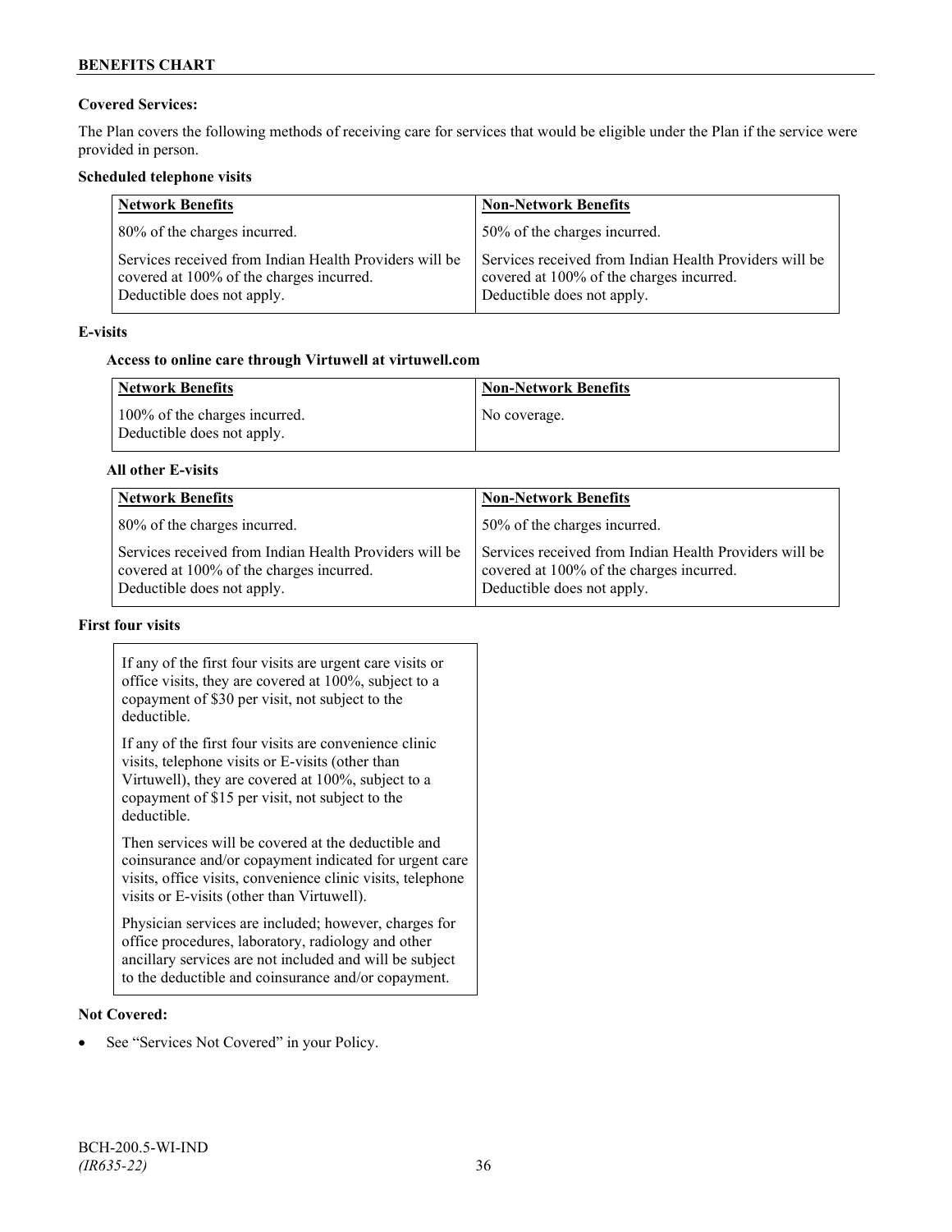**Covered Services:**

The Plan covers the following methods of receiving care for services that would be eligible under the Plan if the service were provided in person.

**Scheduled telephone visits**

| Network Benefits | Non-Network Benefits |
|---|---|
| 80% of the charges incurred. | 50% of the charges incurred. |
| Services received from Indian Health Providers will be covered at 100% of the charges incurred. Deductible does not apply. | Services received from Indian Health Providers will be covered at 100% of the charges incurred. Deductible does not apply. |

**E-visits**

**Access to online care through Virtuwell at virtuwell.com**

| Network Benefits | Non-Network Benefits |
|---|---|
| 100% of the charges incurred. Deductible does not apply. | No coverage. |

**All other E-visits**

| Network Benefits | Non-Network Benefits |
|---|---|
| 80% of the charges incurred. | 50% of the charges incurred. |
| Services received from Indian Health Providers will be covered at 100% of the charges incurred. Deductible does not apply. | Services received from Indian Health Providers will be covered at 100% of the charges incurred. Deductible does not apply. |

**First four visits**

If any of the first four visits are urgent care visits or office visits, they are covered at 100%, subject to a copayment of $30 per visit, not subject to the deductible.

If any of the first four visits are convenience clinic visits, telephone visits or E-visits (other than Virtuwell), they are covered at 100%, subject to a copayment of $15 per visit, not subject to the deductible.

Then services will be covered at the deductible and coinsurance and/or copayment indicated for urgent care visits, office visits, convenience clinic visits, telephone visits or E-visits (other than Virtuwell).

Physician services are included; however, charges for office procedures, laboratory, radiology and other ancillary services are not included and will be subject to the deductible and coinsurance and/or copayment.

**Not Covered:**

- See "Services Not Covered" in your Policy.

BCH-200.5-WI-IND
*(IR635-22)*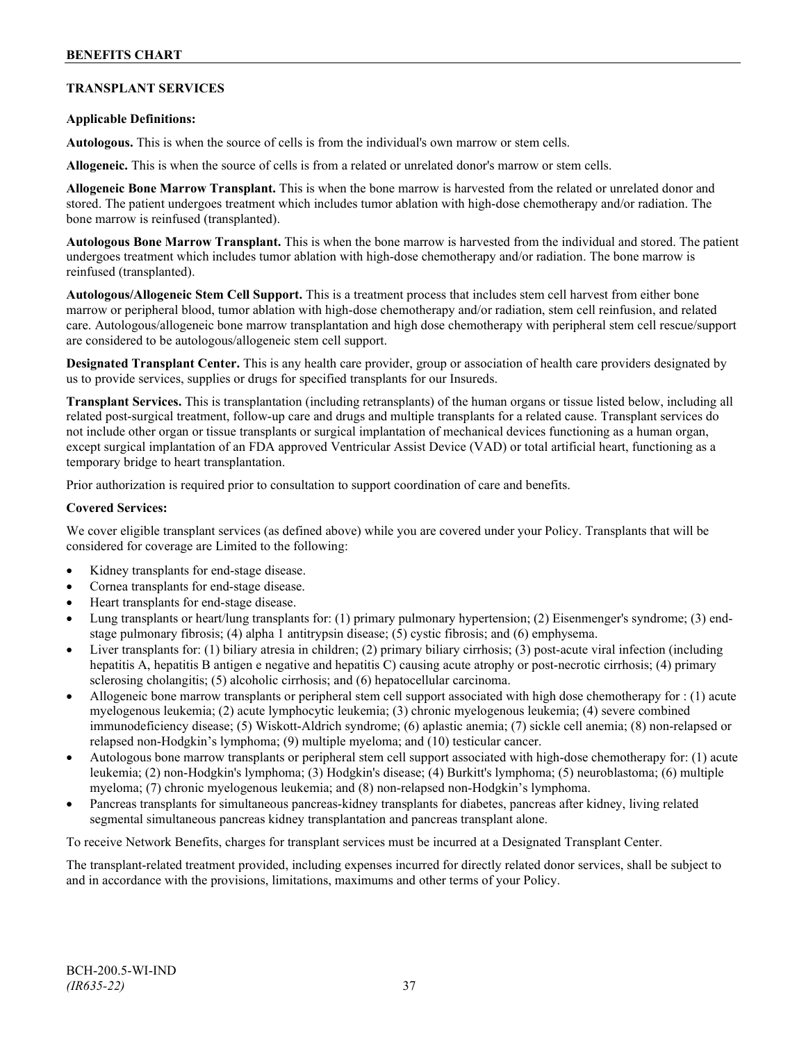## TRANSPLANT SERVICES

**Applicable Definitions:**

**Autologous.** This is when the source of cells is from the individual's own marrow or stem cells.

**Allogeneic.** This is when the source of cells is from a related or unrelated donor's marrow or stem cells.

**Allogeneic Bone Marrow Transplant.** This is when the bone marrow is harvested from the related or unrelated donor and stored. The patient undergoes treatment which includes tumor ablation with high-dose chemotherapy and/or radiation. The bone marrow is reinfused (transplanted).

**Autologous Bone Marrow Transplant.** This is when the bone marrow is harvested from the individual and stored. The patient undergoes treatment which includes tumor ablation with high-dose chemotherapy and/or radiation. The bone marrow is reinfused (transplanted).

**Autologous/Allogeneic Stem Cell Support.** This is a treatment process that includes stem cell harvest from either bone marrow or peripheral blood, tumor ablation with high-dose chemotherapy and/or radiation, stem cell reinfusion, and related care. Autologous/allogeneic bone marrow transplantation and high dose chemotherapy with peripheral stem cell rescue/support are considered to be autologous/allogeneic stem cell support.

**Designated Transplant Center.** This is any health care provider, group or association of health care providers designated by us to provide services, supplies or drugs for specified transplants for our Insureds.

**Transplant Services.** This is transplantation (including retransplants) of the human organs or tissue listed below, including all related post-surgical treatment, follow-up care and drugs and multiple transplants for a related cause. Transplant services do not include other organ or tissue transplants or surgical implantation of mechanical devices functioning as a human organ, except surgical implantation of an FDA approved Ventricular Assist Device (VAD) or total artificial heart, functioning as a temporary bridge to heart transplantation.

Prior authorization is required prior to consultation to support coordination of care and benefits.

**Covered Services:**

We cover eligible transplant services (as defined above) while you are covered under your Policy. Transplants that will be considered for coverage are Limited to the following:

- Kidney transplants for end-stage disease.
- Cornea transplants for end-stage disease.
- Heart transplants for end-stage disease.
- Lung transplants or heart/lung transplants for: (1) primary pulmonary hypertension; (2) Eisenmenger's syndrome; (3) end-stage pulmonary fibrosis; (4) alpha 1 antitrypsin disease; (5) cystic fibrosis; and (6) emphysema.
- Liver transplants for: (1) biliary atresia in children; (2) primary biliary cirrhosis; (3) post-acute viral infection (including hepatitis A, hepatitis B antigen e negative and hepatitis C) causing acute atrophy or post-necrotic cirrhosis; (4) primary sclerosing cholangitis; (5) alcoholic cirrhosis; and (6) hepatocellular carcinoma.
- Allogeneic bone marrow transplants or peripheral stem cell support associated with high dose chemotherapy for : (1) acute myelogenous leukemia; (2) acute lymphocytic leukemia; (3) chronic myelogenous leukemia; (4) severe combined immunodeficiency disease; (5) Wiskott-Aldrich syndrome; (6) aplastic anemia; (7) sickle cell anemia; (8) non-relapsed or relapsed non-Hodgkin's lymphoma; (9) multiple myeloma; and (10) testicular cancer.
- Autologous bone marrow transplants or peripheral stem cell support associated with high-dose chemotherapy for: (1) acute leukemia; (2) non-Hodgkin's lymphoma; (3) Hodgkin's disease; (4) Burkitt's lymphoma; (5) neuroblastoma; (6) multiple myeloma; (7) chronic myelogenous leukemia; and (8) non-relapsed non-Hodgkin's lymphoma.
- Pancreas transplants for simultaneous pancreas-kidney transplants for diabetes, pancreas after kidney, living related segmental simultaneous pancreas kidney transplantation and pancreas transplant alone.

To receive Network Benefits, charges for transplant services must be incurred at a Designated Transplant Center.

The transplant-related treatment provided, including expenses incurred for directly related donor services, shall be subject to and in accordance with the provisions, limitations, maximums and other terms of your Policy.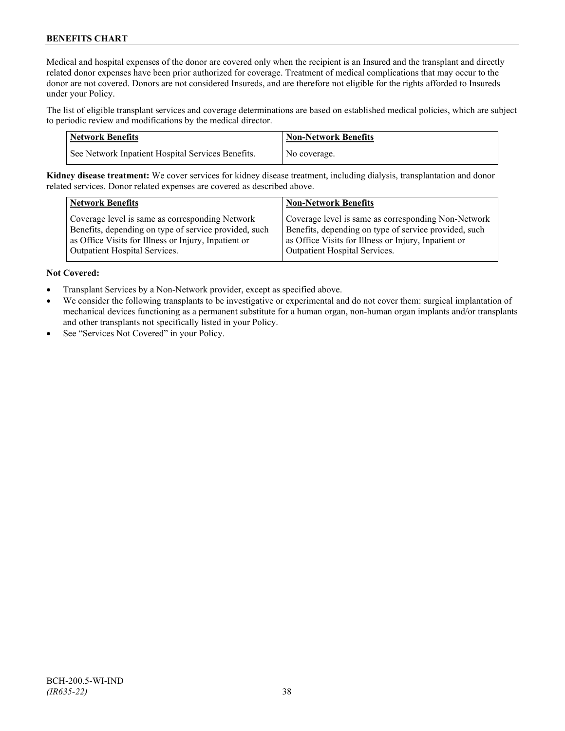Medical and hospital expenses of the donor are covered only when the recipient is an Insured and the transplant and directly related donor expenses have been prior authorized for coverage. Treatment of medical complications that may occur to the donor are not covered. Donors are not considered Insureds, and are therefore not eligible for the rights afforded to Insureds under your Policy.

The list of eligible transplant services and coverage determinations are based on established medical policies, which are subject to periodic review and modifications by the medical director.

| Network Benefits | Non-Network Benefits |
|---|---|
| See Network Inpatient Hospital Services Benefits. | No coverage. |

**Kidney disease treatment:** We cover services for kidney disease treatment, including dialysis, transplantation and donor related services. Donor related expenses are covered as described above.

| Network Benefits | Non-Network Benefits |
|---|---|
| Coverage level is same as corresponding Network Benefits, depending on type of service provided, such as Office Visits for Illness or Injury, Inpatient or Outpatient Hospital Services. | Coverage level is same as corresponding Non-Network Benefits, depending on type of service provided, such as Office Visits for Illness or Injury, Inpatient or Outpatient Hospital Services. |

**Not Covered:**

- Transplant Services by a Non-Network provider, except as specified above.
- We consider the following transplants to be investigative or experimental and do not cover them: surgical implantation of mechanical devices functioning as a permanent substitute for a human organ, non-human organ implants and/or transplants and other transplants not specifically listed in your Policy.
- See "Services Not Covered" in your Policy.